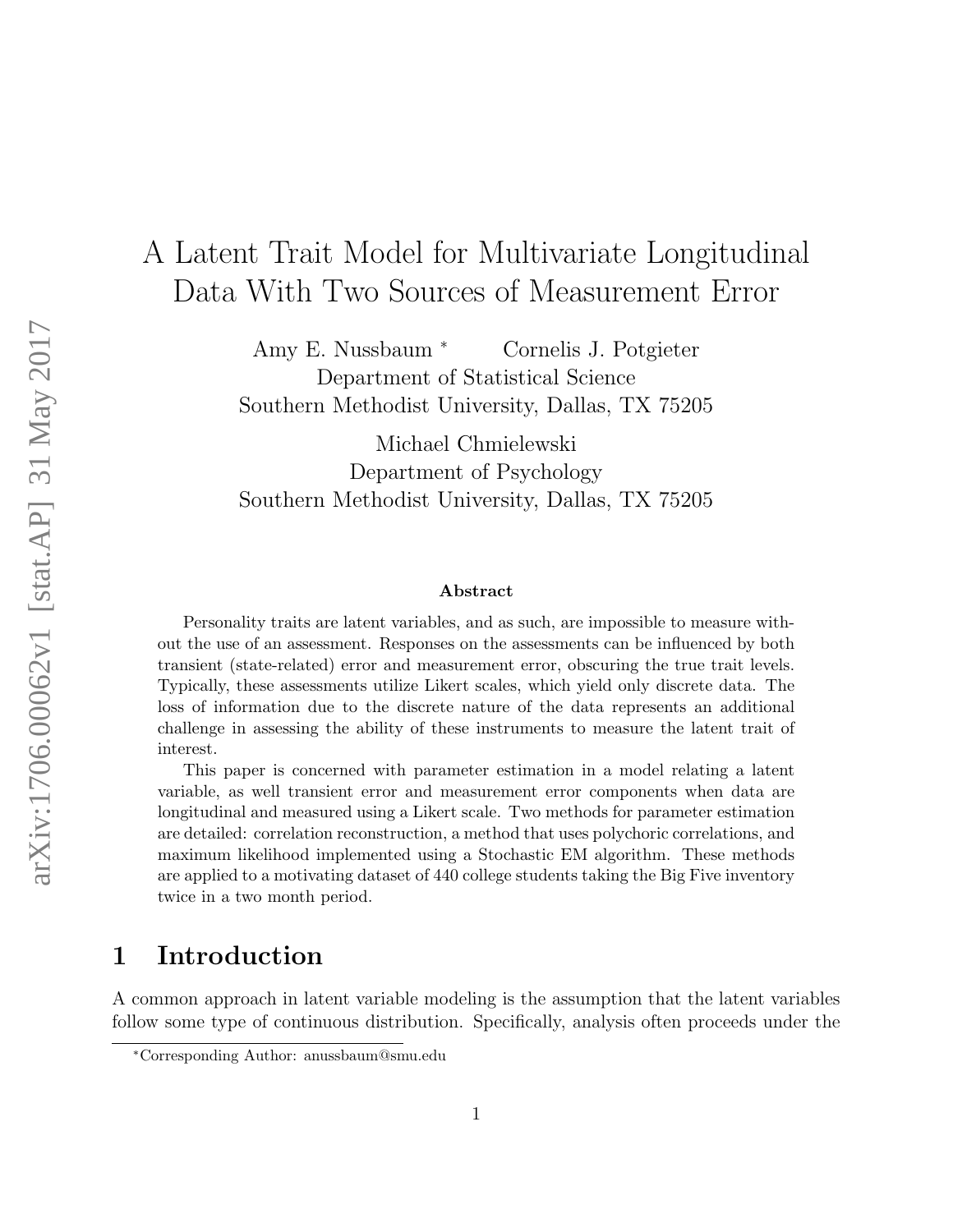# A Latent Trait Model for Multivariate Longitudinal Data With Two Sources of Measurement Error

Amy E. Nussbaum [*] Cornelis J. Potgieter
Department of Statistical Science
Southern Methodist University, Dallas, TX 75205

Michael Chmielewski
Department of Psychology
Southern Methodist University, Dallas, TX 75205

### Abstract

Personality traits are latent variables, and as such, are impossible to measure without the use of an assessment. Responses on the assessments can be influenced by both transient (state-related) error and measurement error, obscuring the true trait levels. Typically, these assessments utilize Likert scales, which yield only discrete data. The loss of information due to the discrete nature of the data represents an additional challenge in assessing the ability of these instruments to measure the latent trait of interest.

This paper is concerned with parameter estimation in a model relating a latent variable, as well transient error and measurement error components when data are longitudinal and measured using a Likert scale. Two methods for parameter estimation are detailed: correlation reconstruction, a method that uses polychoric correlations, and maximum likelihood implemented using a Stochastic EM algorithm. These methods are applied to a motivating dataset of 440 college students taking the Big Five inventory twice in a two month period.

## 1 Introduction

A common approach in latent variable modeling is the assumption that the latent variables follow some type of continuous distribution. Specifically, analysis often proceeds under the

[*] Corresponding Author: anussbaum@smu.edu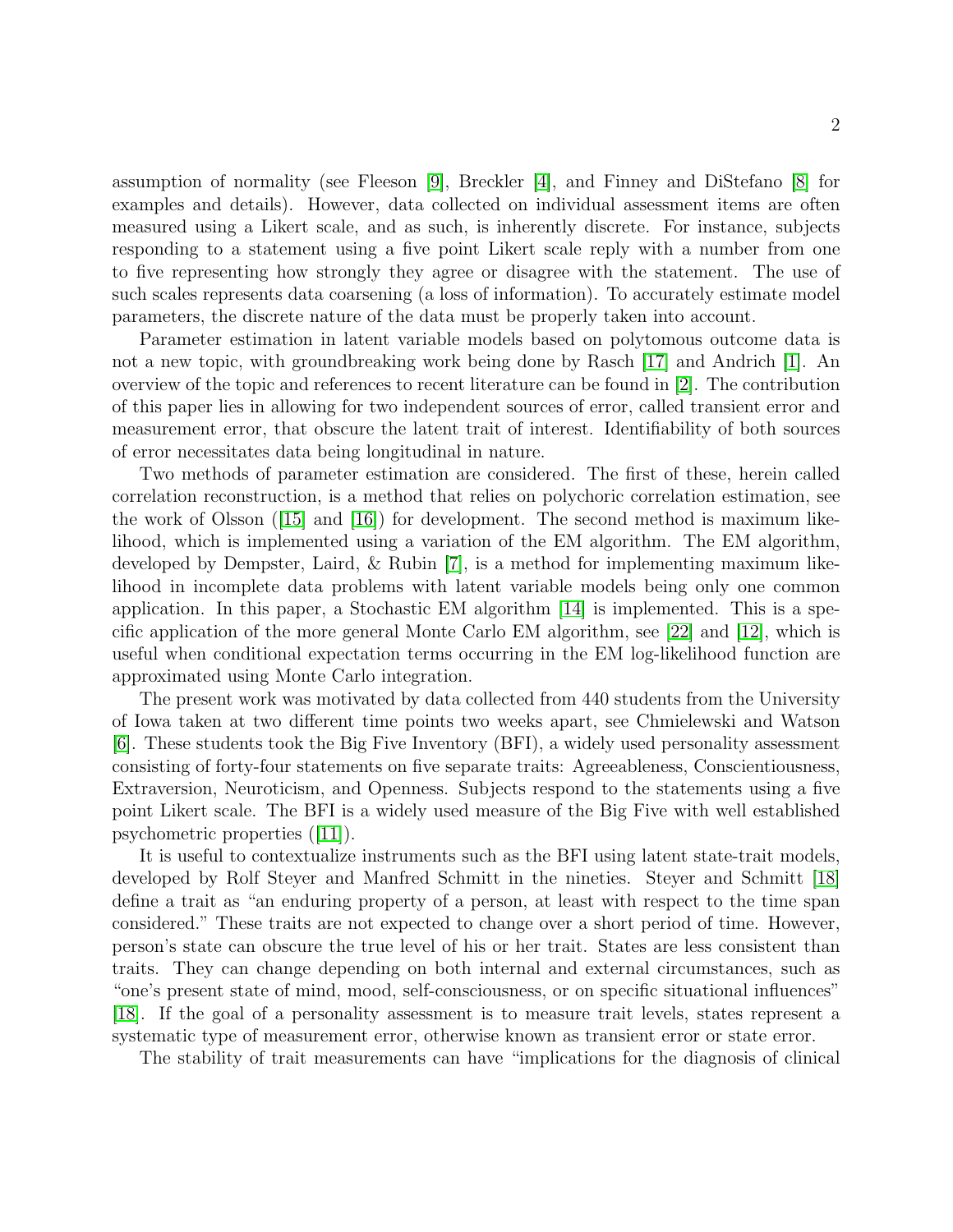assumption of normality (see Fleeson [9], Breckler [4], and Finney and DiStefano [8] for examples and details). However, data collected on individual assessment items are often measured using a Likert scale, and as such, is inherently discrete. For instance, subjects responding to a statement using a five point Likert scale reply with a number from one to five representing how strongly they agree or disagree with the statement. The use of such scales represents data coarsening (a loss of information). To accurately estimate model parameters, the discrete nature of the data must be properly taken into account.

Parameter estimation in latent variable models based on polytomous outcome data is not a new topic, with groundbreaking work being done by Rasch [17] and Andrich [1]. An overview of the topic and references to recent literature can be found in [2]. The contribution of this paper lies in allowing for two independent sources of error, called transient error and measurement error, that obscure the latent trait of interest. Identifiability of both sources of error necessitates data being longitudinal in nature.

Two methods of parameter estimation are considered. The first of these, herein called correlation reconstruction, is a method that relies on polychoric correlation estimation, see the work of Olsson ([15] and [16]) for development. The second method is maximum likelihood, which is implemented using a variation of the EM algorithm. The EM algorithm, developed by Dempster, Laird, & Rubin [7], is a method for implementing maximum likelihood in incomplete data problems with latent variable models being only one common application. In this paper, a Stochastic EM algorithm [14] is implemented. This is a specific application of the more general Monte Carlo EM algorithm, see [22] and [12], which is useful when conditional expectation terms occurring in the EM log-likelihood function are approximated using Monte Carlo integration.

The present work was motivated by data collected from 440 students from the University of Iowa taken at two different time points two weeks apart, see Chmielewski and Watson [6]. These students took the Big Five Inventory (BFI), a widely used personality assessment consisting of forty-four statements on five separate traits: Agreeableness, Conscientiousness, Extraversion, Neuroticism, and Openness. Subjects respond to the statements using a five point Likert scale. The BFI is a widely used measure of the Big Five with well established psychometric properties ([11]).

It is useful to contextualize instruments such as the BFI using latent state-trait models, developed by Rolf Steyer and Manfred Schmitt in the nineties. Steyer and Schmitt [18] define a trait as "an enduring property of a person, at least with respect to the time span considered." These traits are not expected to change over a short period of time. However, person's state can obscure the true level of his or her trait. States are less consistent than traits. They can change depending on both internal and external circumstances, such as "one's present state of mind, mood, self-consciousness, or on specific situational influences" [18]. If the goal of a personality assessment is to measure trait levels, states represent a systematic type of measurement error, otherwise known as transient error or state error.

The stability of trait measurements can have "implications for the diagnosis of clinical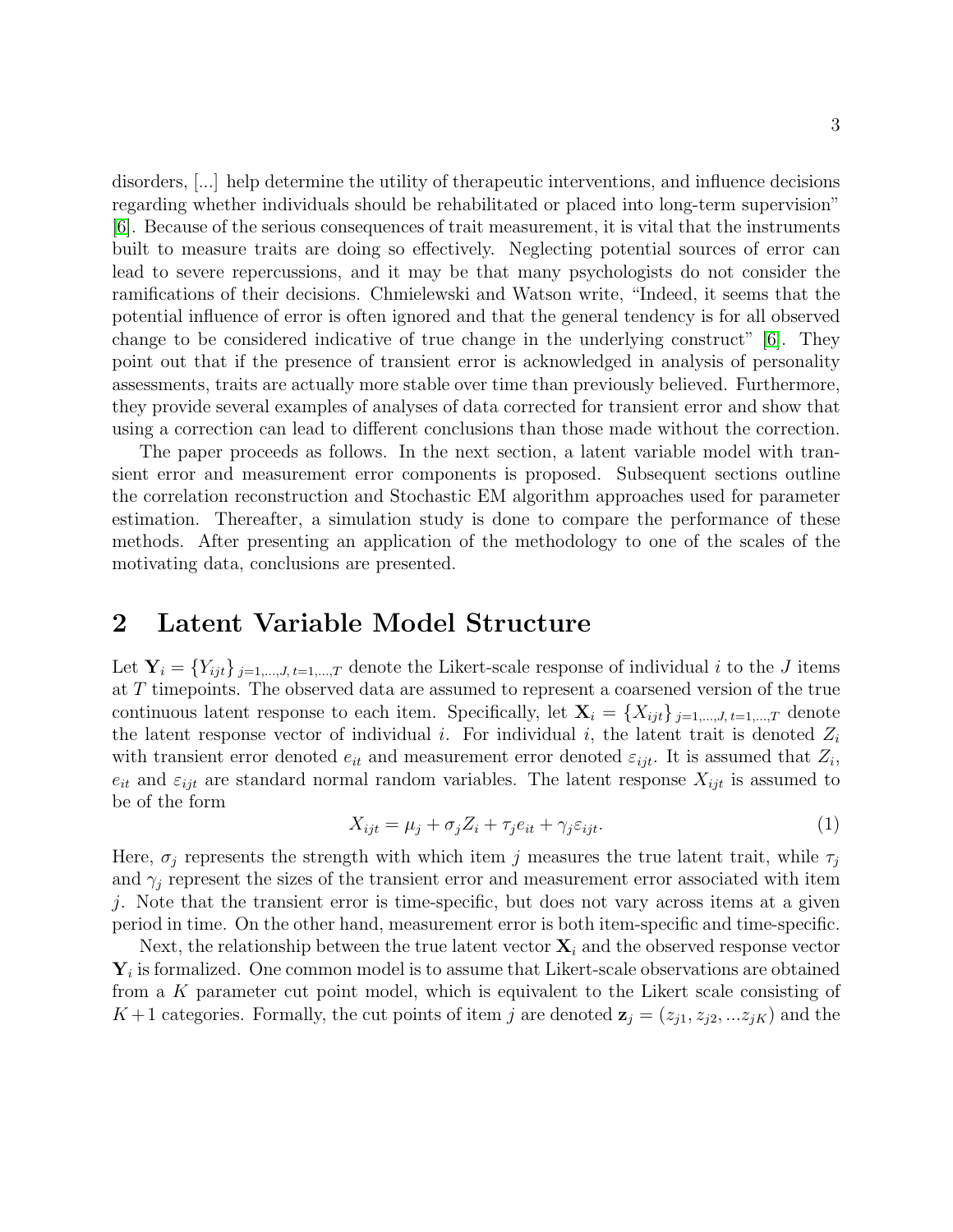disorders, [...] help determine the utility of therapeutic interventions, and influence decisions regarding whether individuals should be rehabilitated or placed into long-term supervision" [6]. Because of the serious consequences of trait measurement, it is vital that the instruments built to measure traits are doing so effectively. Neglecting potential sources of error can lead to severe repercussions, and it may be that many psychologists do not consider the ramifications of their decisions. Chmielewski and Watson write, "Indeed, it seems that the potential influence of error is often ignored and that the general tendency is for all observed change to be considered indicative of true change in the underlying construct" [6]. They point out that if the presence of transient error is acknowledged in analysis of personality assessments, traits are actually more stable over time than previously believed. Furthermore, they provide several examples of analyses of data corrected for transient error and show that using a correction can lead to different conclusions than those made without the correction.

The paper proceeds as follows. In the next section, a latent variable model with transient error and measurement error components is proposed. Subsequent sections outline the correlation reconstruction and Stochastic EM algorithm approaches used for parameter estimation. Thereafter, a simulation study is done to compare the performance of these methods. After presenting an application of the methodology to one of the scales of the motivating data, conclusions are presented.

## 2 Latent Variable Model Structure

Let $\mathbf{Y}_i = \{Y_{ijt}\}_{j=1,\ldots,J,\,t=1,\ldots,T}$ denote the Likert-scale response of individual $i$ to the $J$ items at $T$ timepoints. The observed data are assumed to represent a coarsened version of the true continuous latent response to each item. Specifically, let $\mathbf{X}_i = \{X_{ijt}\}_{j=1,\ldots,J,\,t=1,\ldots,T}$ denote the latent response vector of individual $i$. For individual $i$, the latent trait is denoted $Z_i$ with transient error denoted $e_{it}$ and measurement error denoted $\varepsilon_{ijt}$. It is assumed that $Z_i$, $e_{it}$ and $\varepsilon_{ijt}$ are standard normal random variables. The latent response $X_{ijt}$ is assumed to be of the form

$$X_{ijt} = \mu_j + \sigma_j Z_i + \tau_j e_{it} + \gamma_j \varepsilon_{ijt}. \tag{1}$$

Here, $\sigma_j$ represents the strength with which item $j$ measures the true latent trait, while $\tau_j$ and $\gamma_j$ represent the sizes of the transient error and measurement error associated with item $j$. Note that the transient error is time-specific, but does not vary across items at a given period in time. On the other hand, measurement error is both item-specific and time-specific.

Next, the relationship between the true latent vector $\mathbf{X}_i$ and the observed response vector $\mathbf{Y}_i$ is formalized. One common model is to assume that Likert-scale observations are obtained from a $K$ parameter cut point model, which is equivalent to the Likert scale consisting of $K+1$ categories. Formally, the cut points of item $j$ are denoted $\mathbf{z}_j = (z_{j1}, z_{j2}, \ldots z_{jK})$ and the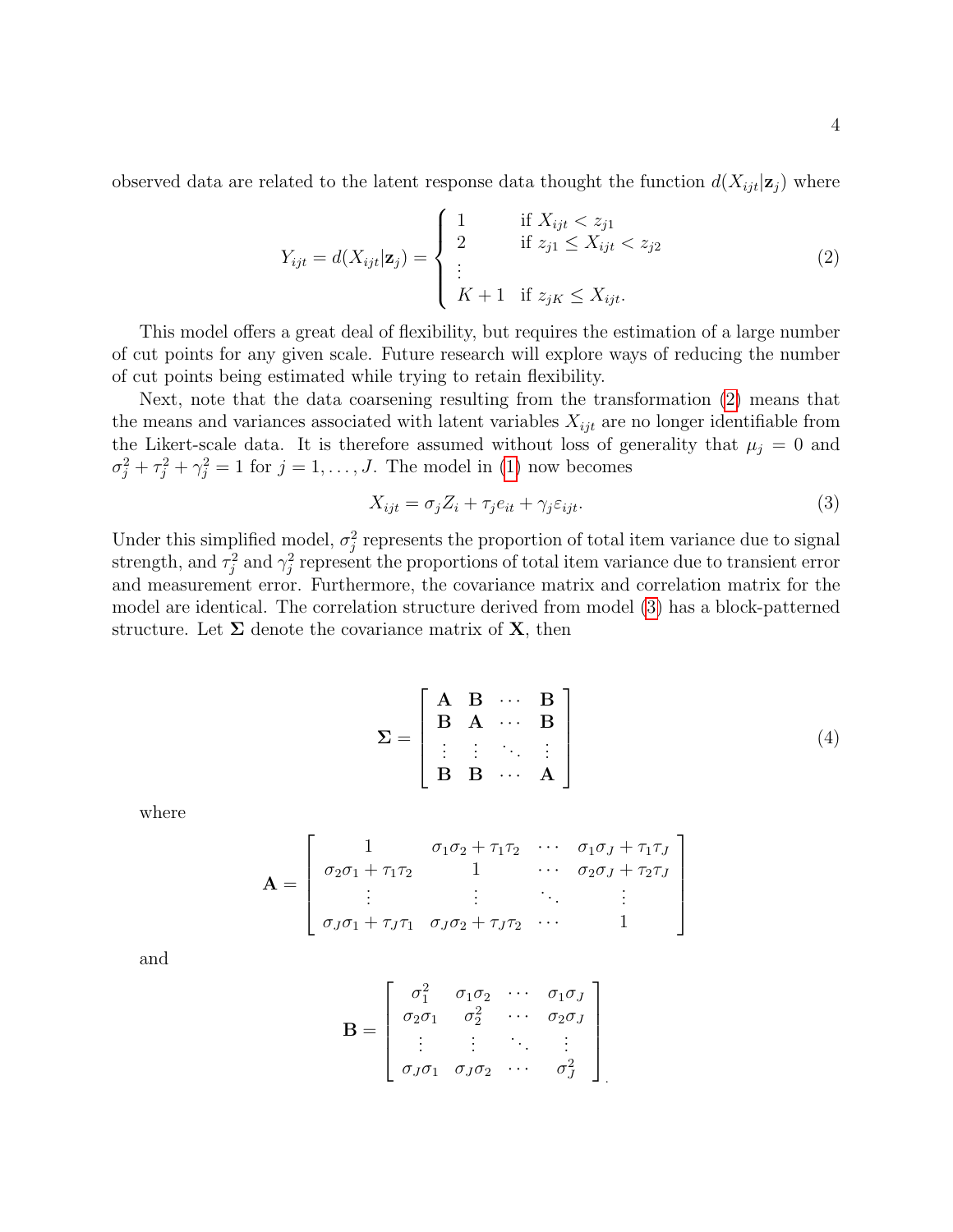observed data are related to the latent response data thought the function $d(X_{ijt}|\mathbf{z}_j)$ where

$$
Y_{ijt} = d(X_{ijt}|\mathbf{z}_j) = \begin{cases} 1 & \text{if } X_{ijt} < z_{j1} \\ 2 & \text{if } z_{j1} \leq X_{ijt} < z_{j2} \\ \vdots & \\ K+1 & \text{if } z_{jK} \leq X_{ijt}. \end{cases} \tag{2}
$$

This model offers a great deal of flexibility, but requires the estimation of a large number of cut points for any given scale. Future research will explore ways of reducing the number of cut points being estimated while trying to retain flexibility.

Next, note that the data coarsening resulting from the transformation (2) means that the means and variances associated with latent variables $X_{ijt}$ are no longer identifiable from the Likert-scale data. It is therefore assumed without loss of generality that $\mu_j = 0$ and $\sigma_j^2 + \tau_j^2 + \gamma_j^2 = 1$ for $j = 1, \ldots, J$. The model in (1) now becomes

$$
X_{ijt} = \sigma_j Z_i + \tau_j e_{it} + \gamma_j \varepsilon_{ijt}. \tag{3}
$$

Under this simplified model, $\sigma_j^2$ represents the proportion of total item variance due to signal strength, and $\tau_j^2$ and $\gamma_j^2$ represent the proportions of total item variance due to transient error and measurement error. Furthermore, the covariance matrix and correlation matrix for the model are identical. The correlation structure derived from model (3) has a block-patterned structure. Let $\mathbf{\Sigma}$ denote the covariance matrix of $\mathbf{X}$, then

$$
\mathbf{\Sigma} = \begin{bmatrix} \mathbf{A} & \mathbf{B} & \cdots & \mathbf{B} \\ \mathbf{B} & \mathbf{A} & \cdots & \mathbf{B} \\ \vdots & \vdots & \ddots & \vdots \\ \mathbf{B} & \mathbf{B} & \cdots & \mathbf{A} \end{bmatrix} \tag{4}
$$

where

$$
\mathbf{A} = \begin{bmatrix} 1 & \sigma_1\sigma_2 + \tau_1\tau_2 & \cdots & \sigma_1\sigma_J + \tau_1\tau_J \\ \sigma_2\sigma_1 + \tau_1\tau_2 & 1 & \cdots & \sigma_2\sigma_J + \tau_2\tau_J \\ \vdots & \vdots & \ddots & \vdots \\ \sigma_J\sigma_1 + \tau_J\tau_1 & \sigma_J\sigma_2 + \tau_J\tau_2 & \cdots & 1 \end{bmatrix}
$$

and

$$
\mathbf{B} = \begin{bmatrix} \sigma_1^2 & \sigma_1\sigma_2 & \cdots & \sigma_1\sigma_J \\ \sigma_2\sigma_1 & \sigma_2^2 & \cdots & \sigma_2\sigma_J \\ \vdots & \vdots & \ddots & \vdots \\ \sigma_J\sigma_1 & \sigma_J\sigma_2 & \cdots & \sigma_J^2 \end{bmatrix}.
$$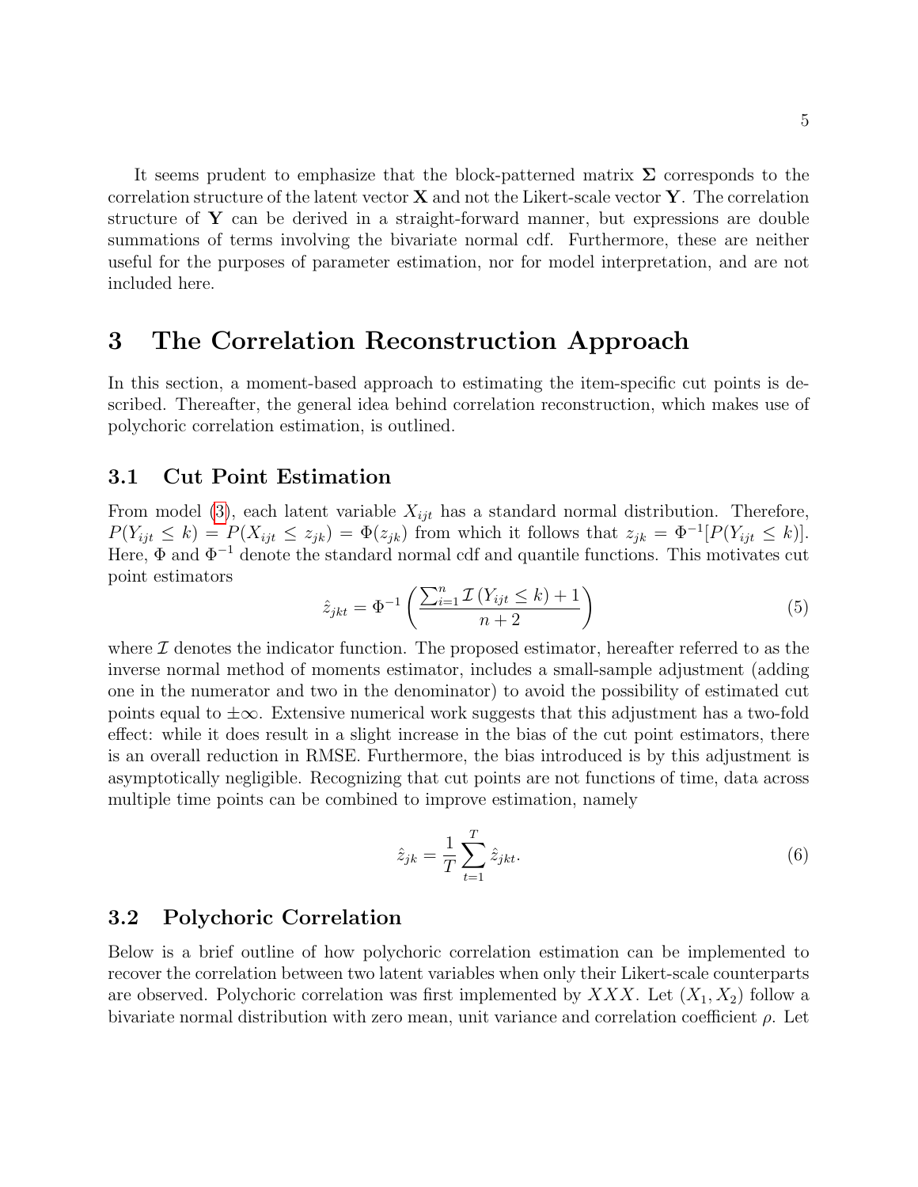It seems prudent to emphasize that the block-patterned matrix $\mathbf{\Sigma}$ corresponds to the correlation structure of the latent vector $\mathbf{X}$ and not the Likert-scale vector $\mathbf{Y}$. The correlation structure of $\mathbf{Y}$ can be derived in a straight-forward manner, but expressions are double summations of terms involving the bivariate normal cdf. Furthermore, these are neither useful for the purposes of parameter estimation, nor for model interpretation, and are not included here.

# 3 The Correlation Reconstruction Approach

In this section, a moment-based approach to estimating the item-specific cut points is described. Thereafter, the general idea behind correlation reconstruction, which makes use of polychoric correlation estimation, is outlined.

## 3.1 Cut Point Estimation

From model (3), each latent variable $X_{ijt}$ has a standard normal distribution. Therefore, $P(Y_{ijt} \leq k) = P(X_{ijt} \leq z_{jk}) = \Phi(z_{jk})$ from which it follows that $z_{jk} = \Phi^{-1}[P(Y_{ijt} \leq k)]$. Here, $\Phi$ and $\Phi^{-1}$ denote the standard normal cdf and quantile functions. This motivates cut point estimators

$$\hat{z}_{jkt} = \Phi^{-1}\left(\frac{\sum_{i=1}^{n} \mathcal{I}\left(Y_{ijt} \leq k\right) + 1}{n+2}\right) \tag{5}$$

where $\mathcal{I}$ denotes the indicator function. The proposed estimator, hereafter referred to as the inverse normal method of moments estimator, includes a small-sample adjustment (adding one in the numerator and two in the denominator) to avoid the possibility of estimated cut points equal to $\pm\infty$. Extensive numerical work suggests that this adjustment has a two-fold effect: while it does result in a slight increase in the bias of the cut point estimators, there is an overall reduction in RMSE. Furthermore, the bias introduced is by this adjustment is asymptotically negligible. Recognizing that cut points are not functions of time, data across multiple time points can be combined to improve estimation, namely

$$\hat{z}_{jk} = \frac{1}{T}\sum_{t=1}^{T} \hat{z}_{jkt}. \tag{6}$$

## 3.2 Polychoric Correlation

Below is a brief outline of how polychoric correlation estimation can be implemented to recover the correlation between two latent variables when only their Likert-scale counterparts are observed. Polychoric correlation was first implemented by $XXX$. Let $(X_1, X_2)$ follow a bivariate normal distribution with zero mean, unit variance and correlation coefficient $\rho$. Let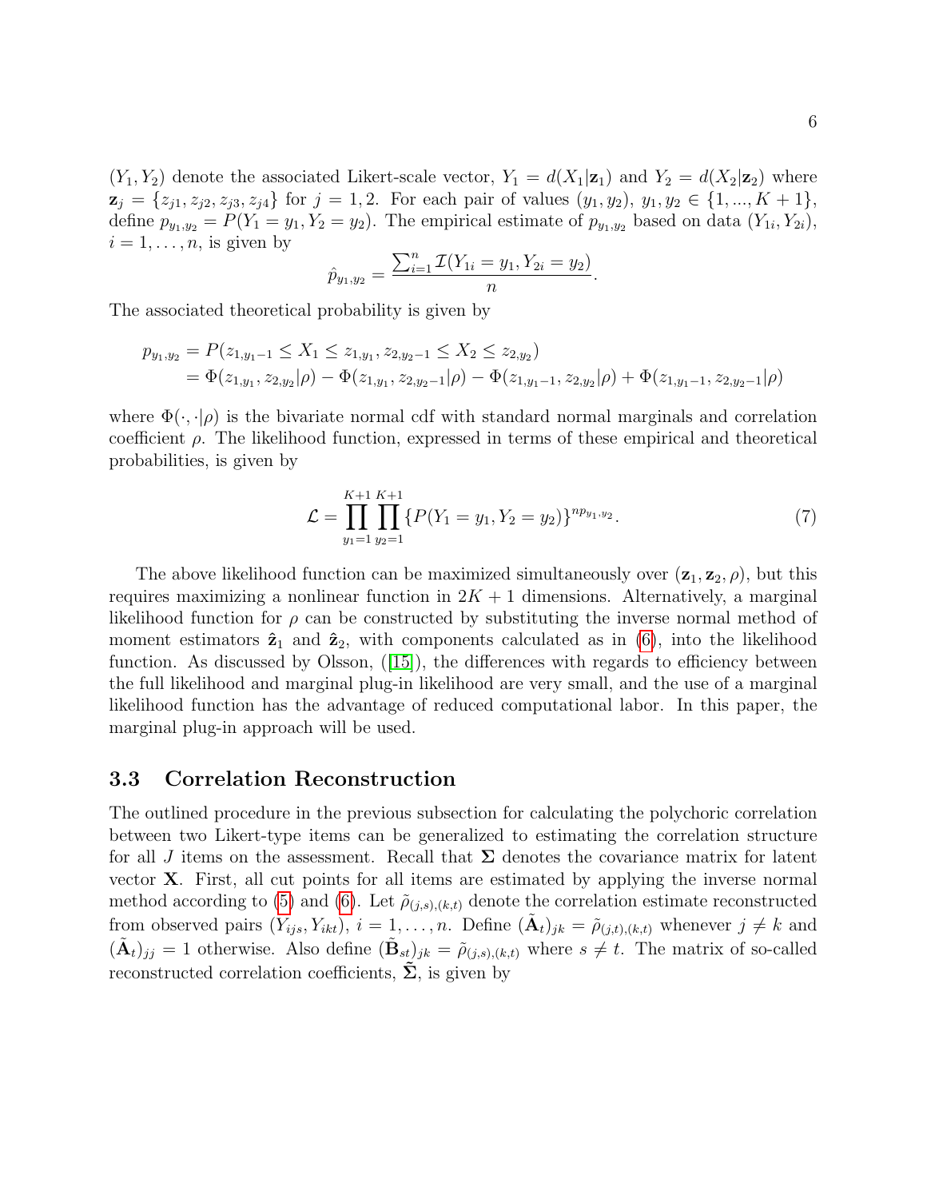$(Y_1, Y_2)$ denote the associated Likert-scale vector, $Y_1 = d(X_1|\mathbf{z}_1)$ and $Y_2 = d(X_2|\mathbf{z}_2)$ where $\mathbf{z}_j = \{z_{j1}, z_{j2}, z_{j3}, z_{j4}\}$ for $j = 1, 2$. For each pair of values $(y_1, y_2)$, $y_1, y_2 \in \{1, ..., K+1\}$, define $p_{y_1,y_2} = P(Y_1 = y_1, Y_2 = y_2)$. The empirical estimate of $p_{y_1,y_2}$ based on data $(Y_{1i}, Y_{2i})$, $i = 1, \ldots, n$, is given by

$$\hat{p}_{y_1,y_2} = \frac{\sum_{i=1}^{n} \mathcal{I}(Y_{1i} = y_1, Y_{2i} = y_2)}{n}.$$

The associated theoretical probability is given by

$$\begin{aligned} p_{y_1,y_2} &= P(z_{1,y_1-1} \leq X_1 \leq z_{1,y_1}, z_{2,y_2-1} \leq X_2 \leq z_{2,y_2}) \\ &= \Phi(z_{1,y_1}, z_{2,y_2}|\rho) - \Phi(z_{1,y_1}, z_{2,y_2-1}|\rho) - \Phi(z_{1,y_1-1}, z_{2,y_2}|\rho) + \Phi(z_{1,y_1-1}, z_{2,y_2-1}|\rho) \end{aligned}$$

where $\Phi(\cdot, \cdot|\rho)$ is the bivariate normal cdf with standard normal marginals and correlation coefficient $\rho$. The likelihood function, expressed in terms of these empirical and theoretical probabilities, is given by

$$\mathcal{L} = \prod_{y_1=1}^{K+1} \prod_{y_2=1}^{K+1} \{P(Y_1 = y_1, Y_2 = y_2)\}^{np_{y_1,y_2}}. \tag{7}$$

The above likelihood function can be maximized simultaneously over $(\mathbf{z}_1, \mathbf{z}_2, \rho)$, but this requires maximizing a nonlinear function in $2K + 1$ dimensions. Alternatively, a marginal likelihood function for $\rho$ can be constructed by substituting the inverse normal method of moment estimators $\hat{\mathbf{z}}_1$ and $\hat{\mathbf{z}}_2$, with components calculated as in (6), into the likelihood function. As discussed by Olsson, ([15]), the differences with regards to efficiency between the full likelihood and marginal plug-in likelihood are very small, and the use of a marginal likelihood function has the advantage of reduced computational labor. In this paper, the marginal plug-in approach will be used.

### 3.3 Correlation Reconstruction

The outlined procedure in the previous subsection for calculating the polychoric correlation between two Likert-type items can be generalized to estimating the correlation structure for all $J$ items on the assessment. Recall that $\mathbf{\Sigma}$ denotes the covariance matrix for latent vector $\mathbf{X}$. First, all cut points for all items are estimated by applying the inverse normal method according to (5) and (6). Let $\tilde{\rho}_{(j,s),(k,t)}$ denote the correlation estimate reconstructed from observed pairs $(Y_{ijs}, Y_{ikt})$, $i = 1, \ldots, n$. Define $(\tilde{\mathbf{A}}_t)_{jk} = \tilde{\rho}_{(j,t),(k,t)}$ whenever $j \neq k$ and $(\tilde{\mathbf{A}}_t)_{jj} = 1$ otherwise. Also define $(\tilde{\mathbf{B}}_{st})_{jk} = \tilde{\rho}_{(j,s),(k,t)}$ where $s \neq t$. The matrix of so-called reconstructed correlation coefficients, $\tilde{\mathbf{\Sigma}}$, is given by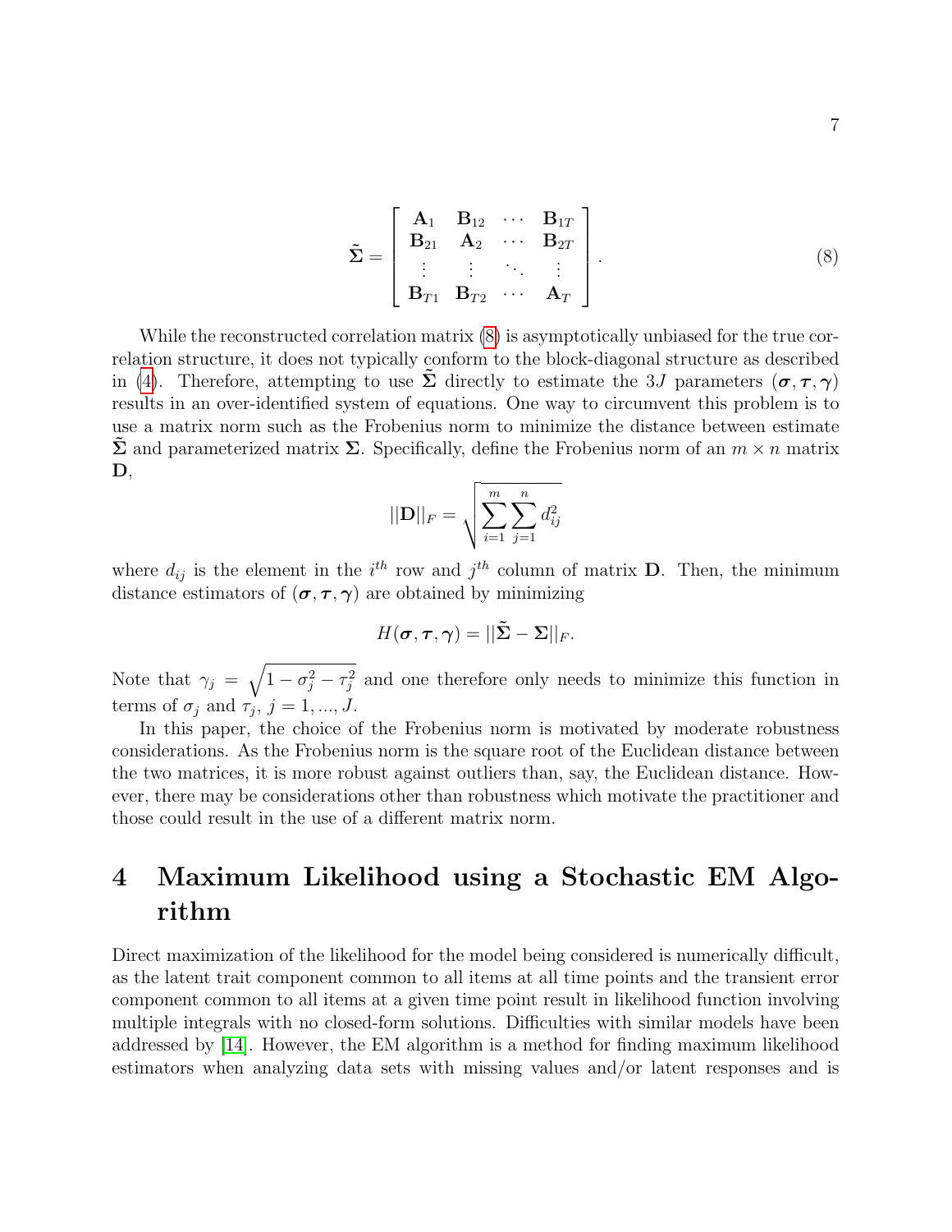$$
\tilde{\mathbf{\Sigma}} = \begin{bmatrix} \mathbf{A}_1 & \mathbf{B}_{12} & \cdots & \mathbf{B}_{1T} \\ \mathbf{B}_{21} & \mathbf{A}_2 & \cdots & \mathbf{B}_{2T} \\ \vdots & \vdots & \ddots & \vdots \\ \mathbf{B}_{T1} & \mathbf{B}_{T2} & \cdots & \mathbf{A}_T \end{bmatrix}. \tag{8}
$$

While the reconstructed correlation matrix (8) is asymptotically unbiased for the true correlation structure, it does not typically conform to the block-diagonal structure as described in (4). Therefore, attempting to use $\tilde{\mathbf{\Sigma}}$ directly to estimate the $3J$ parameters $(\boldsymbol{\sigma}, \boldsymbol{\tau}, \boldsymbol{\gamma})$ results in an over-identified system of equations. One way to circumvent this problem is to use a matrix norm such as the Frobenius norm to minimize the distance between estimate $\tilde{\mathbf{\Sigma}}$ and parameterized matrix $\mathbf{\Sigma}$. Specifically, define the Frobenius norm of an $m \times n$ matrix $\mathbf{D}$,

$$
||\mathbf{D}||_F = \sqrt{\sum_{i=1}^{m} \sum_{j=1}^{n} d_{ij}^2}
$$

where $d_{ij}$ is the element in the $i^{th}$ row and $j^{th}$ column of matrix $\mathbf{D}$. Then, the minimum distance estimators of $(\boldsymbol{\sigma}, \boldsymbol{\tau}, \boldsymbol{\gamma})$ are obtained by minimizing

$$
H(\boldsymbol{\sigma}, \boldsymbol{\tau}, \boldsymbol{\gamma}) = ||\tilde{\mathbf{\Sigma}} - \mathbf{\Sigma}||_F.
$$

Note that $\gamma_j = \sqrt{1 - \sigma_j^2 - \tau_j^2}$ and one therefore only needs to minimize this function in terms of $\sigma_j$ and $\tau_j$, $j = 1, ..., J$.

In this paper, the choice of the Frobenius norm is motivated by moderate robustness considerations. As the Frobenius norm is the square root of the Euclidean distance between the two matrices, it is more robust against outliers than, say, the Euclidean distance. However, there may be considerations other than robustness which motivate the practitioner and those could result in the use of a different matrix norm.

# 4 Maximum Likelihood using a Stochastic EM Algorithm

Direct maximization of the likelihood for the model being considered is numerically difficult, as the latent trait component common to all items at all time points and the transient error component common to all items at a given time point result in likelihood function involving multiple integrals with no closed-form solutions. Difficulties with similar models have been addressed by [14]. However, the EM algorithm is a method for finding maximum likelihood estimators when analyzing data sets with missing values and/or latent responses and is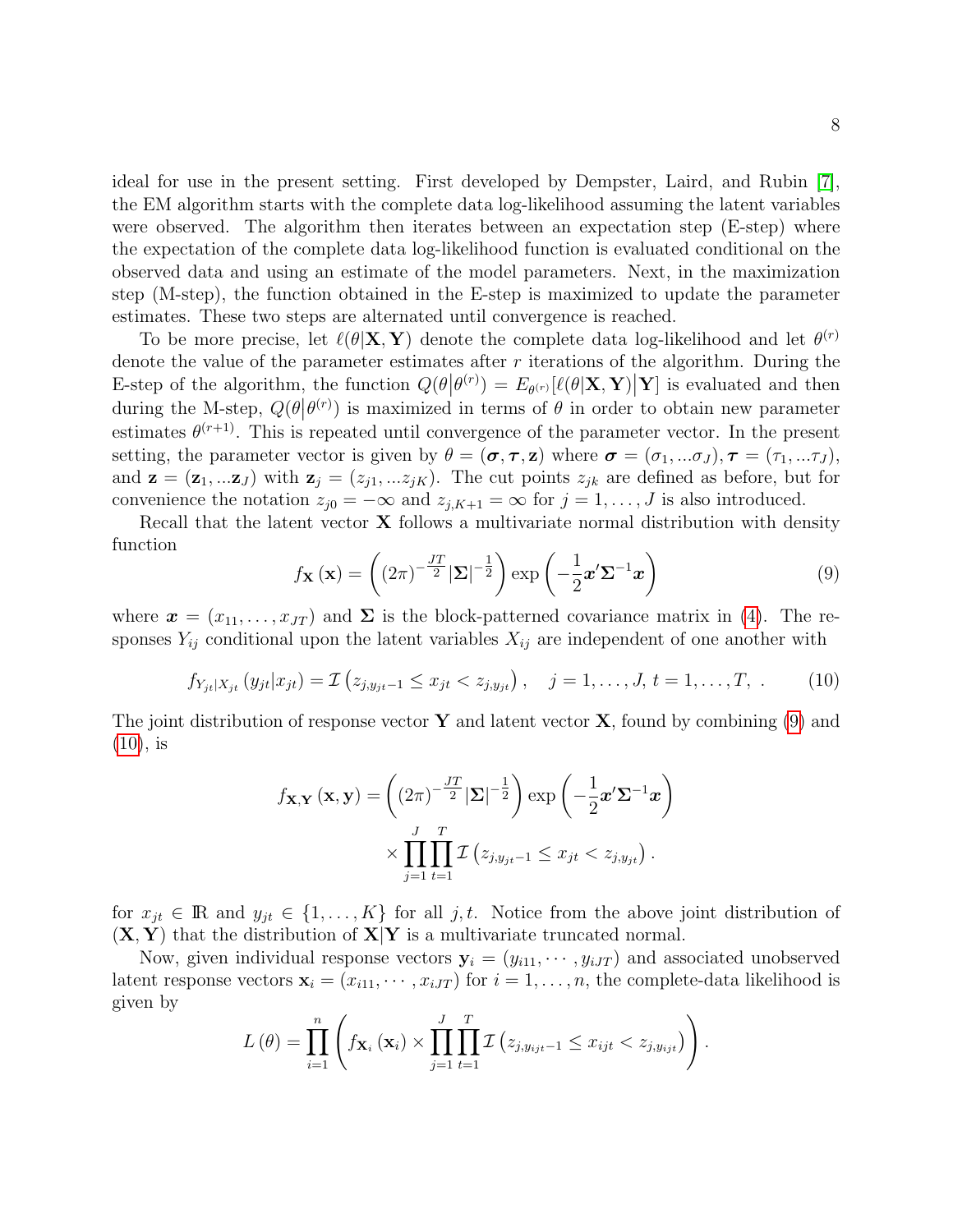ideal for use in the present setting. First developed by Dempster, Laird, and Rubin [7], the EM algorithm starts with the complete data log-likelihood assuming the latent variables were observed. The algorithm then iterates between an expectation step (E-step) where the expectation of the complete data log-likelihood function is evaluated conditional on the observed data and using an estimate of the model parameters. Next, in the maximization step (M-step), the function obtained in the E-step is maximized to update the parameter estimates. These two steps are alternated until convergence is reached.

To be more precise, let $\ell(\theta|\mathbf{X},\mathbf{Y})$ denote the complete data log-likelihood and let $\theta^{(r)}$ denote the value of the parameter estimates after $r$ iterations of the algorithm. During the E-step of the algorithm, the function $Q(\theta\big|\theta^{(r)}) = E_{\theta^{(r)}}[\ell(\theta|\mathbf{X},\mathbf{Y})\big|\mathbf{Y}]$ is evaluated and then during the M-step, $Q(\theta\big|\theta^{(r)})$ is maximized in terms of $\theta$ in order to obtain new parameter estimates $\theta^{(r+1)}$. This is repeated until convergence of the parameter vector. In the present setting, the parameter vector is given by $\theta = (\boldsymbol{\sigma}, \boldsymbol{\tau}, \mathbf{z})$ where $\boldsymbol{\sigma} = (\sigma_1, ...\sigma_J), \boldsymbol{\tau} = (\tau_1, ...\tau_J)$, and $\mathbf{z} = (\mathbf{z}_1, ...\mathbf{z}_J)$ with $\mathbf{z}_j = (z_{j1}, ...z_{jK})$. The cut points $z_{jk}$ are defined as before, but for convenience the notation $z_{j0} = -\infty$ and $z_{j,K+1} = \infty$ for $j = 1, \ldots, J$ is also introduced.

Recall that the latent vector $\mathbf{X}$ follows a multivariate normal distribution with density function

$$f_{\mathbf{X}}(\mathbf{x}) = \left((2\pi)^{-\frac{JT}{2}}|\boldsymbol{\Sigma}|^{-\frac{1}{2}}\right)\exp\left(-\frac{1}{2}\boldsymbol{x}'\boldsymbol{\Sigma}^{-1}\boldsymbol{x}\right) \tag{9}$$

where $\boldsymbol{x} = (x_{11}, \ldots, x_{JT})$ and $\boldsymbol{\Sigma}$ is the block-patterned covariance matrix in (4). The responses $Y_{ij}$ conditional upon the latent variables $X_{ij}$ are independent of one another with

$$f_{Y_{jt}|X_{jt}}(y_{jt}|x_{jt}) = \mathcal{I}\left(z_{j,y_{jt}-1} \leq x_{jt} < z_{j,y_{jt}}\right), \quad j = 1, \ldots, J, \, t = 1, \ldots, T, \, . \tag{10}$$

The joint distribution of response vector $\mathbf{Y}$ and latent vector $\mathbf{X}$, found by combining (9) and (10), is

$$f_{\mathbf{X},\mathbf{Y}}(\mathbf{x},\mathbf{y}) = \left((2\pi)^{-\frac{JT}{2}}|\boldsymbol{\Sigma}|^{-\frac{1}{2}}\right)\exp\left(-\frac{1}{2}\boldsymbol{x}'\boldsymbol{\Sigma}^{-1}\boldsymbol{x}\right) \times \prod_{j=1}^{J}\prod_{t=1}^{T}\mathcal{I}\left(z_{j,y_{jt}-1} \leq x_{jt} < z_{j,y_{jt}}\right).$$

for $x_{jt} \in \mathbb{R}$ and $y_{jt} \in \{1, \ldots, K\}$ for all $j, t$. Notice from the above joint distribution of $(\mathbf{X}, \mathbf{Y})$ that the distribution of $\mathbf{X}|\mathbf{Y}$ is a multivariate truncated normal.

Now, given individual response vectors $\mathbf{y}_i = (y_{i11}, \cdots, y_{iJT})$ and associated unobserved latent response vectors $\mathbf{x}_i = (x_{i11}, \cdots, x_{iJT})$ for $i = 1, \ldots, n$, the complete-data likelihood is given by

$$L(\theta) = \prod_{i=1}^{n}\left(f_{\mathbf{X}_i}(\mathbf{x}_i) \times \prod_{j=1}^{J}\prod_{t=1}^{T}\mathcal{I}\left(z_{j,y_{ijt}-1} \leq x_{ijt} < z_{j,y_{ijt}}\right)\right).$$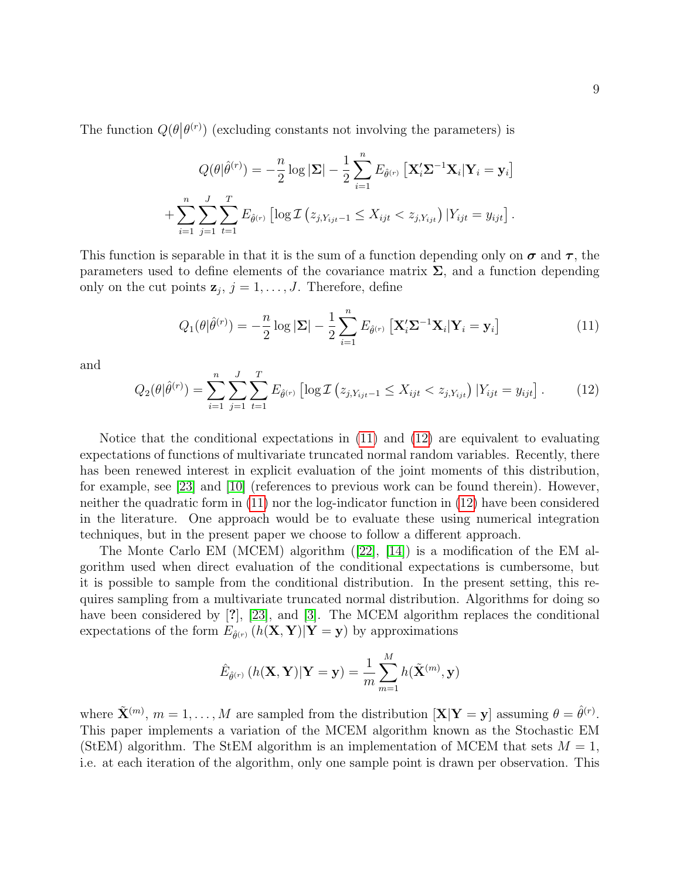The function $Q(\theta|\theta^{(r)})$ (excluding constants not involving the parameters) is

$$Q(\theta|\hat{\theta}^{(r)}) = -\frac{n}{2}\log|\mathbf{\Sigma}| - \frac{1}{2}\sum_{i=1}^{n} E_{\hat{\theta}^{(r)}}\left[\mathbf{X}_i'\mathbf{\Sigma}^{-1}\mathbf{X}_i|\mathbf{Y}_i = \mathbf{y}_i\right]$$

$$+\sum_{i=1}^{n}\sum_{j=1}^{J}\sum_{t=1}^{T} E_{\hat{\theta}^{(r)}}\left[\log\mathcal{I}\left(z_{j,Y_{ijt}-1} \leq X_{ijt} < z_{j,Y_{ijt}}\right)|Y_{ijt} = y_{ijt}\right].$$

This function is separable in that it is the sum of a function depending only on $\boldsymbol{\sigma}$ and $\boldsymbol{\tau}$, the parameters used to define elements of the covariance matrix $\mathbf{\Sigma}$, and a function depending only on the cut points $\mathbf{z}_j$, $j = 1, \ldots, J$. Therefore, define

$$Q_1(\theta|\hat{\theta}^{(r)}) = -\frac{n}{2}\log|\mathbf{\Sigma}| - \frac{1}{2}\sum_{i=1}^{n} E_{\hat{\theta}^{(r)}}\left[\mathbf{X}_i'\mathbf{\Sigma}^{-1}\mathbf{X}_i|\mathbf{Y}_i = \mathbf{y}_i\right] \tag{11}$$

and

$$Q_2(\theta|\hat{\theta}^{(r)}) = \sum_{i=1}^{n}\sum_{j=1}^{J}\sum_{t=1}^{T} E_{\hat{\theta}^{(r)}}\left[\log\mathcal{I}\left(z_{j,Y_{ijt}-1} \leq X_{ijt} < z_{j,Y_{ijt}}\right)|Y_{ijt} = y_{ijt}\right]. \tag{12}$$

Notice that the conditional expectations in (11) and (12) are equivalent to evaluating expectations of functions of multivariate truncated normal random variables. Recently, there has been renewed interest in explicit evaluation of the joint moments of this distribution, for example, see [23] and [10] (references to previous work can be found therein). However, neither the quadratic form in (11) nor the log-indicator function in (12) have been considered in the literature. One approach would be to evaluate these using numerical integration techniques, but in the present paper we choose to follow a different approach.

The Monte Carlo EM (MCEM) algorithm ([22], [14]) is a modification of the EM algorithm used when direct evaluation of the conditional expectations is cumbersome, but it is possible to sample from the conditional distribution. In the present setting, this requires sampling from a multivariate truncated normal distribution. Algorithms for doing so have been considered by [?], [23], and [3]. The MCEM algorithm replaces the conditional expectations of the form $E_{\hat{\theta}^{(r)}}\left(h(\mathbf{X},\mathbf{Y})|\mathbf{Y} = \mathbf{y}\right)$ by approximations

$$\hat{E}_{\hat{\theta}^{(r)}}\left(h(\mathbf{X},\mathbf{Y})|\mathbf{Y} = \mathbf{y}\right) = \frac{1}{m}\sum_{m=1}^{M} h(\tilde{\mathbf{X}}^{(m)},\mathbf{y})$$

where $\tilde{\mathbf{X}}^{(m)}$, $m = 1, \ldots, M$ are sampled from the distribution $[\mathbf{X}|\mathbf{Y} = \mathbf{y}]$ assuming $\theta = \hat{\theta}^{(r)}$. This paper implements a variation of the MCEM algorithm known as the Stochastic EM (StEM) algorithm. The StEM algorithm is an implementation of MCEM that sets $M = 1$, i.e. at each iteration of the algorithm, only one sample point is drawn per observation. This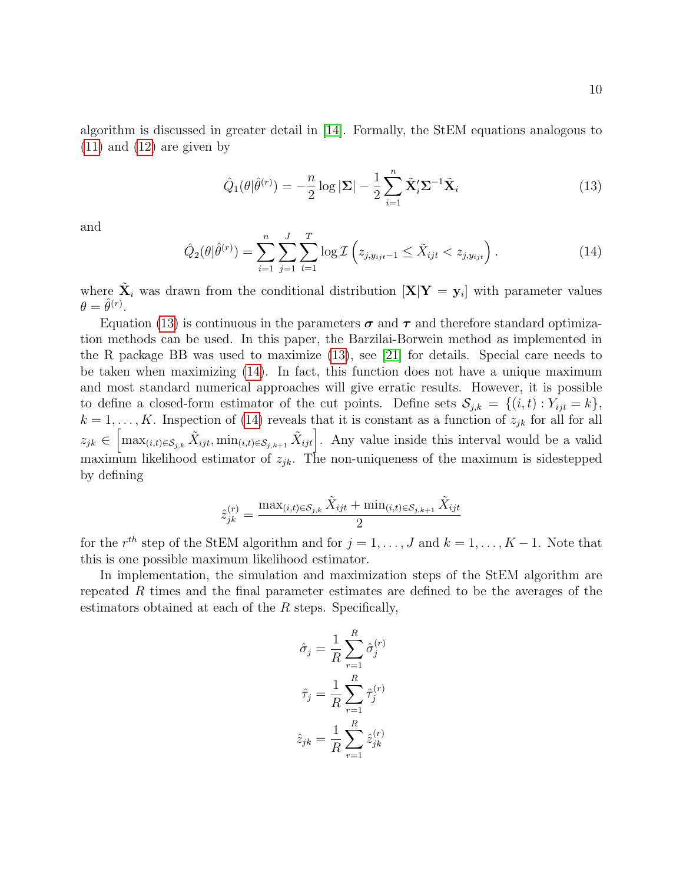algorithm is discussed in greater detail in [14]. Formally, the StEM equations analogous to (11) and (12) are given by

$$\hat{Q}_1(\theta|\hat{\theta}^{(r)}) = -\frac{n}{2}\log|\mathbf{\Sigma}| - \frac{1}{2}\sum_{i=1}^{n}\tilde{\mathbf{X}}_i'\mathbf{\Sigma}^{-1}\tilde{\mathbf{X}}_i \tag{13}$$

and

$$\hat{Q}_2(\theta|\hat{\theta}^{(r)}) = \sum_{i=1}^{n}\sum_{j=1}^{J}\sum_{t=1}^{T}\log\mathcal{I}\left(z_{j,y_{ijt}-1} \leq \tilde{X}_{ijt} < z_{j,y_{ijt}}\right). \tag{14}$$

where $\tilde{\mathbf{X}}_i$ was drawn from the conditional distribution $[\mathbf{X}|\mathbf{Y} = \mathbf{y}_i]$ with parameter values $\theta = \hat{\theta}^{(r)}$.

Equation (13) is continuous in the parameters $\boldsymbol{\sigma}$ and $\boldsymbol{\tau}$ and therefore standard optimization methods can be used. In this paper, the Barzilai-Borwein method as implemented in the R package BB was used to maximize (13), see [21] for details. Special care needs to be taken when maximizing (14). In fact, this function does not have a unique maximum and most standard numerical approaches will give erratic results. However, it is possible to define a closed-form estimator of the cut points. Define sets $\mathcal{S}_{j,k} = \{(i,t) : Y_{ijt} = k\}$, $k = 1, \ldots, K$. Inspection of (14) reveals that it is constant as a function of $z_{jk}$ for all for all $z_{jk} \in \left[\max_{(i,t)\in\mathcal{S}_{j,k}}\tilde{X}_{ijt}, \min_{(i,t)\in\mathcal{S}_{j,k+1}}\tilde{X}_{ijt}\right]$. Any value inside this interval would be a valid maximum likelihood estimator of $z_{jk}$. The non-uniqueness of the maximum is sidestepped by defining

$$\hat{z}_{jk}^{(r)} = \frac{\max_{(i,t)\in\mathcal{S}_{j,k}}\tilde{X}_{ijt} + \min_{(i,t)\in\mathcal{S}_{j,k+1}}\tilde{X}_{ijt}}{2}$$

for the $r^{th}$ step of the StEM algorithm and for $j = 1, \ldots, J$ and $k = 1, \ldots, K-1$. Note that this is one possible maximum likelihood estimator.

In implementation, the simulation and maximization steps of the StEM algorithm are repeated $R$ times and the final parameter estimates are defined to be the averages of the estimators obtained at each of the $R$ steps. Specifically,

$$\hat{\sigma}_j = \frac{1}{R}\sum_{r=1}^{R}\hat{\sigma}_j^{(r)}$$

$$\hat{\tau}_j = \frac{1}{R}\sum_{r=1}^{R}\hat{\tau}_j^{(r)}$$

$$\hat{z}_{jk} = \frac{1}{R}\sum_{r=1}^{R}\hat{z}_{jk}^{(r)}$$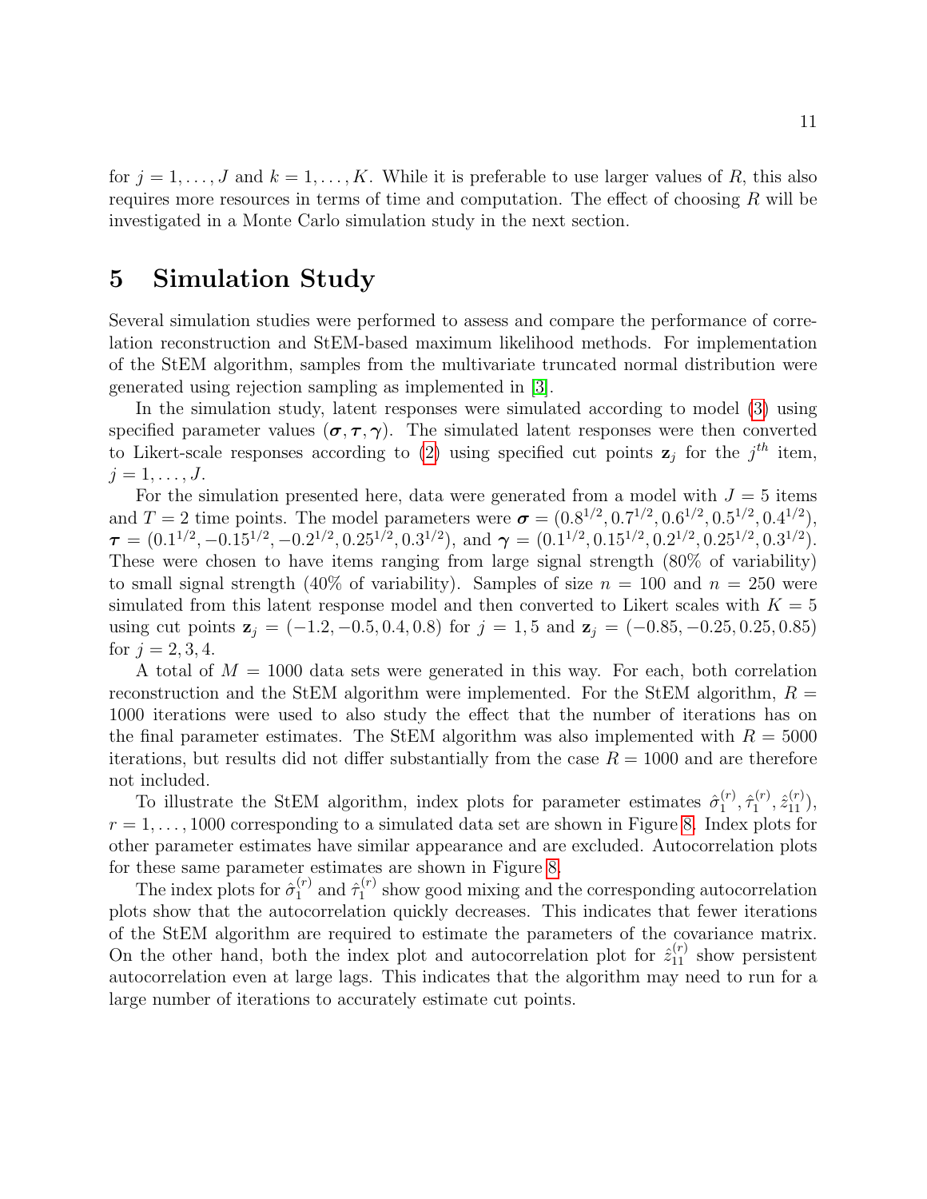for $j = 1, \ldots, J$ and $k = 1, \ldots, K$. While it is preferable to use larger values of $R$, this also requires more resources in terms of time and computation. The effect of choosing $R$ will be investigated in a Monte Carlo simulation study in the next section.

# 5 Simulation Study

Several simulation studies were performed to assess and compare the performance of correlation reconstruction and StEM-based maximum likelihood methods. For implementation of the StEM algorithm, samples from the multivariate truncated normal distribution were generated using rejection sampling as implemented in [3].

In the simulation study, latent responses were simulated according to model (3) using specified parameter values $(\boldsymbol{\sigma}, \boldsymbol{\tau}, \boldsymbol{\gamma})$. The simulated latent responses were then converted to Likert-scale responses according to (2) using specified cut points $\mathbf{z}_j$ for the $j^{th}$ item, $j = 1, \ldots, J$.

For the simulation presented here, data were generated from a model with $J = 5$ items and $T = 2$ time points. The model parameters were $\boldsymbol{\sigma} = (0.8^{1/2}, 0.7^{1/2}, 0.6^{1/2}, 0.5^{1/2}, 0.4^{1/2})$, $\boldsymbol{\tau} = (0.1^{1/2}, -0.15^{1/2}, -0.2^{1/2}, 0.25^{1/2}, 0.3^{1/2})$, and $\boldsymbol{\gamma} = (0.1^{1/2}, 0.15^{1/2}, 0.2^{1/2}, 0.25^{1/2}, 0.3^{1/2})$. These were chosen to have items ranging from large signal strength (80% of variability) to small signal strength (40% of variability). Samples of size $n = 100$ and $n = 250$ were simulated from this latent response model and then converted to Likert scales with $K = 5$ using cut points $\mathbf{z}_j = (-1.2, -0.5, 0.4, 0.8)$ for $j = 1, 5$ and $\mathbf{z}_j = (-0.85, -0.25, 0.25, 0.85)$ for $j = 2, 3, 4$.

A total of $M = 1000$ data sets were generated in this way. For each, both correlation reconstruction and the StEM algorithm were implemented. For the StEM algorithm, $R = 1000$ iterations were used to also study the effect that the number of iterations has on the final parameter estimates. The StEM algorithm was also implemented with $R = 5000$ iterations, but results did not differ substantially from the case $R = 1000$ and are therefore not included.

To illustrate the StEM algorithm, index plots for parameter estimates $\hat{\sigma}_1^{(r)}, \hat{\tau}_1^{(r)}, \hat{z}_{11}^{(r)}$), $r = 1, \ldots, 1000$ corresponding to a simulated data set are shown in Figure 8. Index plots for other parameter estimates have similar appearance and are excluded. Autocorrelation plots for these same parameter estimates are shown in Figure 8.

The index plots for $\hat{\sigma}_1^{(r)}$ and $\hat{\tau}_1^{(r)}$ show good mixing and the corresponding autocorrelation plots show that the autocorrelation quickly decreases. This indicates that fewer iterations of the StEM algorithm are required to estimate the parameters of the covariance matrix. On the other hand, both the index plot and autocorrelation plot for $\hat{z}_{11}^{(r)}$ show persistent autocorrelation even at large lags. This indicates that the algorithm may need to run for a large number of iterations to accurately estimate cut points.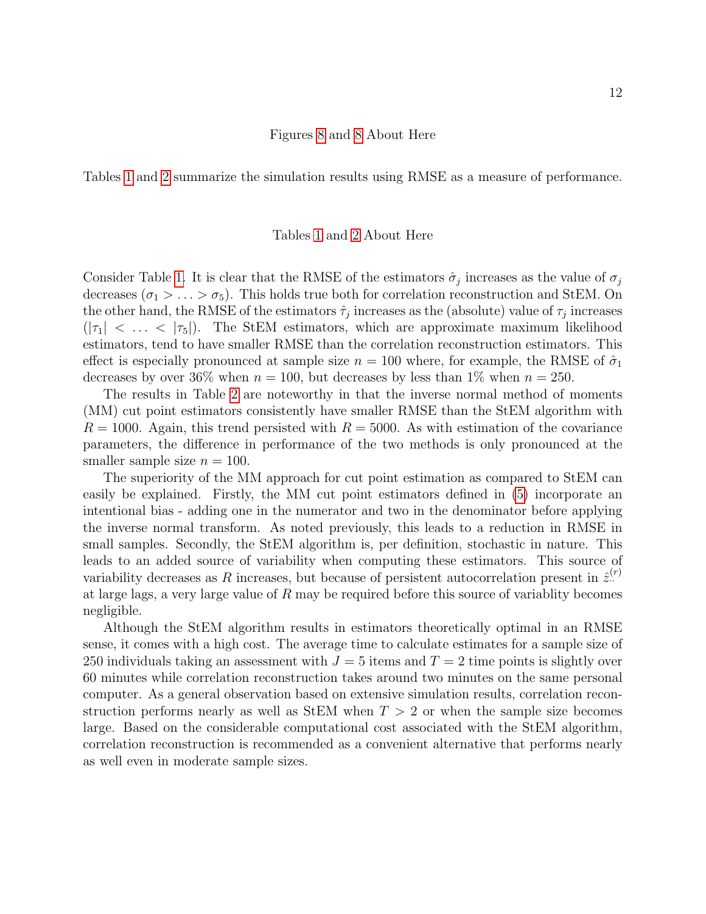Figures 8 and 8 About Here

Tables 1 and 2 summarize the simulation results using RMSE as a measure of performance.

Tables 1 and 2 About Here

Consider Table 1. It is clear that the RMSE of the estimators $\hat{\sigma}_j$ increases as the value of $\sigma_j$ decreases ($\sigma_1 > \ldots > \sigma_5$). This holds true both for correlation reconstruction and StEM. On the other hand, the RMSE of the estimators $\hat{\tau}_j$ increases as the (absolute) value of $\tau_j$ increases ($|\tau_1| < \ldots < |\tau_5|$). The StEM estimators, which are approximate maximum likelihood estimators, tend to have smaller RMSE than the correlation reconstruction estimators. This effect is especially pronounced at sample size $n = 100$ where, for example, the RMSE of $\hat{\sigma}_1$ decreases by over 36% when $n = 100$, but decreases by less than 1% when $n = 250$.

The results in Table 2 are noteworthy in that the inverse normal method of moments (MM) cut point estimators consistently have smaller RMSE than the StEM algorithm with $R = 1000$. Again, this trend persisted with $R = 5000$. As with estimation of the covariance parameters, the difference in performance of the two methods is only pronounced at the smaller sample size $n = 100$.

The superiority of the MM approach for cut point estimation as compared to StEM can easily be explained. Firstly, the MM cut point estimators defined in (5) incorporate an intentional bias - adding one in the numerator and two in the denominator before applying the inverse normal transform. As noted previously, this leads to a reduction in RMSE in small samples. Secondly, the StEM algorithm is, per definition, stochastic in nature. This leads to an added source of variability when computing these estimators. This source of variability decreases as $R$ increases, but because of persistent autocorrelation present in $\hat{z}_{\cdot\cdot}^{(r)}$ at large lags, a very large value of $R$ may be required before this source of variablity becomes negligible.

Although the StEM algorithm results in estimators theoretically optimal in an RMSE sense, it comes with a high cost. The average time to calculate estimates for a sample size of 250 individuals taking an assessment with $J = 5$ items and $T = 2$ time points is slightly over 60 minutes while correlation reconstruction takes around two minutes on the same personal computer. As a general observation based on extensive simulation results, correlation reconstruction performs nearly as well as StEM when $T > 2$ or when the sample size becomes large. Based on the considerable computational cost associated with the StEM algorithm, correlation reconstruction is recommended as a convenient alternative that performs nearly as well even in moderate sample sizes.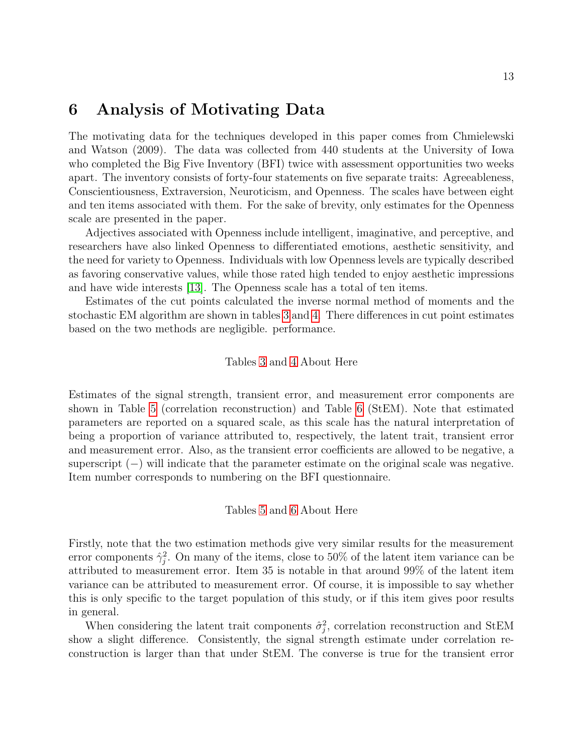## 6 Analysis of Motivating Data

The motivating data for the techniques developed in this paper comes from Chmielewski and Watson (2009). The data was collected from 440 students at the University of Iowa who completed the Big Five Inventory (BFI) twice with assessment opportunities two weeks apart. The inventory consists of forty-four statements on five separate traits: Agreeableness, Conscientiousness, Extraversion, Neuroticism, and Openness. The scales have between eight and ten items associated with them. For the sake of brevity, only estimates for the Openness scale are presented in the paper.

Adjectives associated with Openness include intelligent, imaginative, and perceptive, and researchers have also linked Openness to differentiated emotions, aesthetic sensitivity, and the need for variety to Openness. Individuals with low Openness levels are typically described as favoring conservative values, while those rated high tended to enjoy aesthetic impressions and have wide interests [13]. The Openness scale has a total of ten items.

Estimates of the cut points calculated the inverse normal method of moments and the stochastic EM algorithm are shown in tables 3 and 4. There differences in cut point estimates based on the two methods are negligible. performance.

Tables 3 and 4 About Here

Estimates of the signal strength, transient error, and measurement error components are shown in Table 5 (correlation reconstruction) and Table 6 (StEM). Note that estimated parameters are reported on a squared scale, as this scale has the natural interpretation of being a proportion of variance attributed to, respectively, the latent trait, transient error and measurement error. Also, as the transient error coefficients are allowed to be negative, a superscript $(-)$ will indicate that the parameter estimate on the original scale was negative. Item number corresponds to numbering on the BFI questionnaire.

Tables 5 and 6 About Here

Firstly, note that the two estimation methods give very similar results for the measurement error components $\hat{\gamma}_j^2$. On many of the items, close to 50% of the latent item variance can be attributed to measurement error. Item 35 is notable in that around 99% of the latent item variance can be attributed to measurement error. Of course, it is impossible to say whether this is only specific to the target population of this study, or if this item gives poor results in general.

When considering the latent trait components $\hat{\sigma}_j^2$, correlation reconstruction and StEM show a slight difference. Consistently, the signal strength estimate under correlation reconstruction is larger than that under StEM. The converse is true for the transient error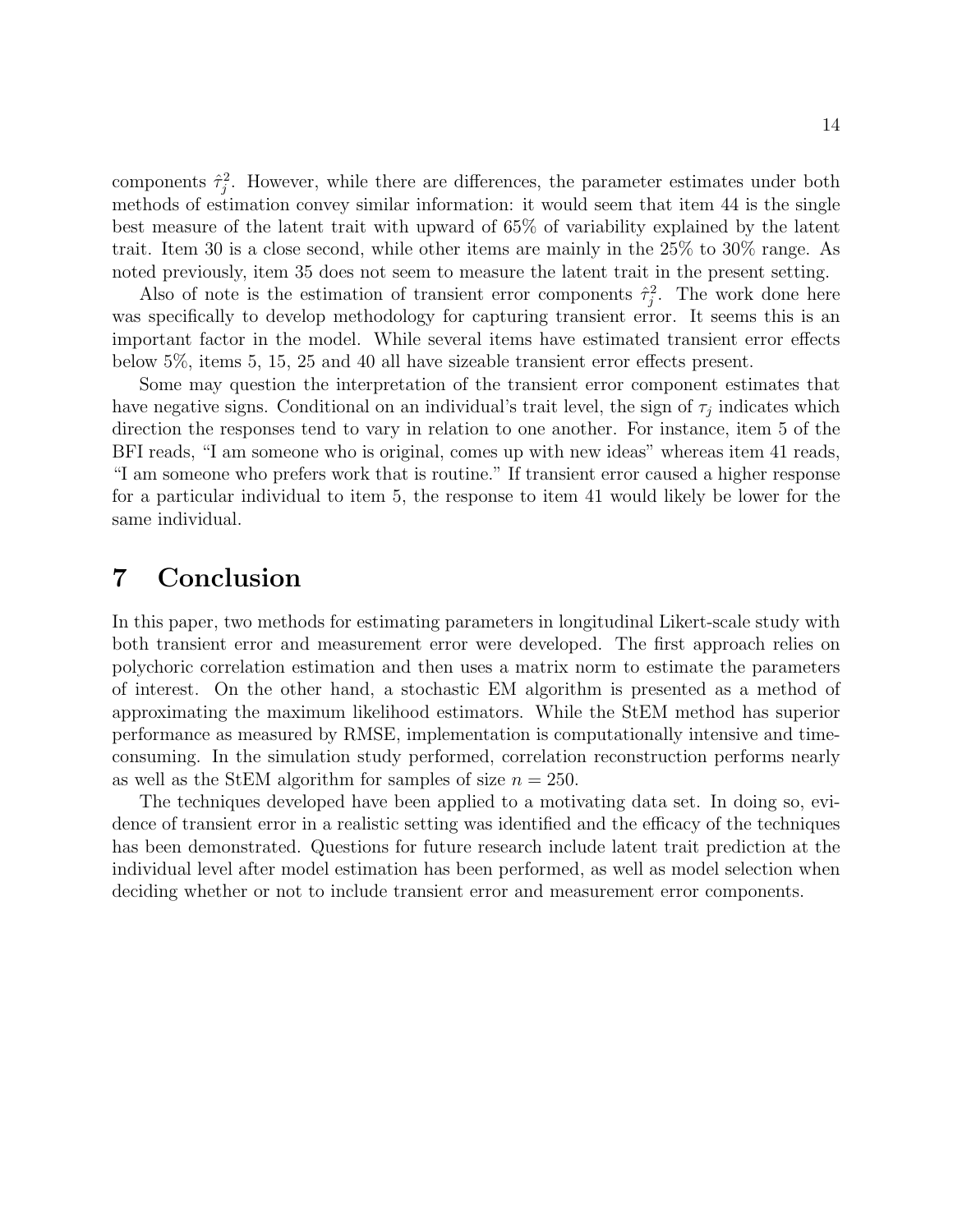components $\hat{\tau}_j^2$. However, while there are differences, the parameter estimates under both methods of estimation convey similar information: it would seem that item 44 is the single best measure of the latent trait with upward of 65% of variability explained by the latent trait. Item 30 is a close second, while other items are mainly in the 25% to 30% range. As noted previously, item 35 does not seem to measure the latent trait in the present setting.

Also of note is the estimation of transient error components $\hat{\tau}_j^2$. The work done here was specifically to develop methodology for capturing transient error. It seems this is an important factor in the model. While several items have estimated transient error effects below 5%, items 5, 15, 25 and 40 all have sizeable transient error effects present.

Some may question the interpretation of the transient error component estimates that have negative signs. Conditional on an individual's trait level, the sign of $\tau_j$ indicates which direction the responses tend to vary in relation to one another. For instance, item 5 of the BFI reads, "I am someone who is original, comes up with new ideas" whereas item 41 reads, "I am someone who prefers work that is routine." If transient error caused a higher response for a particular individual to item 5, the response to item 41 would likely be lower for the same individual.

# 7 Conclusion

In this paper, two methods for estimating parameters in longitudinal Likert-scale study with both transient error and measurement error were developed. The first approach relies on polychoric correlation estimation and then uses a matrix norm to estimate the parameters of interest. On the other hand, a stochastic EM algorithm is presented as a method of approximating the maximum likelihood estimators. While the StEM method has superior performance as measured by RMSE, implementation is computationally intensive and time-consuming. In the simulation study performed, correlation reconstruction performs nearly as well as the StEM algorithm for samples of size $n = 250$.

The techniques developed have been applied to a motivating data set. In doing so, evidence of transient error in a realistic setting was identified and the efficacy of the techniques has been demonstrated. Questions for future research include latent trait prediction at the individual level after model estimation has been performed, as well as model selection when deciding whether or not to include transient error and measurement error components.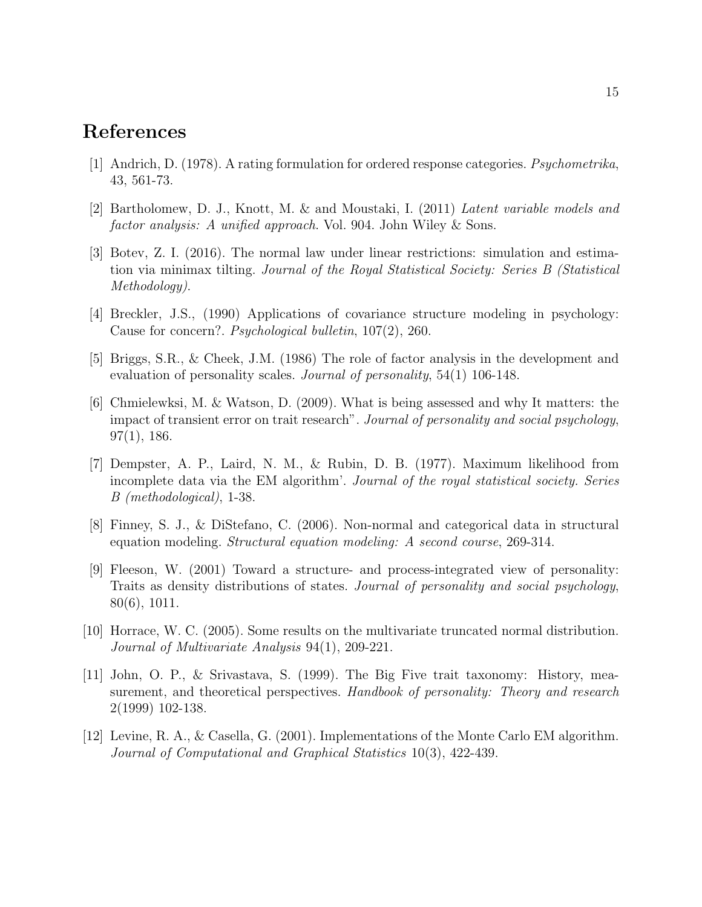# References

[1] Andrich, D. (1978). A rating formulation for ordered response categories. *Psychometrika*, 43, 561-73.

[2] Bartholomew, D. J., Knott, M. & and Moustaki, I. (2011) *Latent variable models and factor analysis: A unified approach*. Vol. 904. John Wiley & Sons.

[3] Botev, Z. I. (2016). The normal law under linear restrictions: simulation and estimation via minimax tilting. *Journal of the Royal Statistical Society: Series B (Statistical Methodology)*.

[4] Breckler, J.S., (1990) Applications of covariance structure modeling in psychology: Cause for concern?. *Psychological bulletin*, 107(2), 260.

[5] Briggs, S.R., & Cheek, J.M. (1986) The role of factor analysis in the development and evaluation of personality scales. *Journal of personality*, 54(1) 106-148.

[6] Chmielewksi, M. & Watson, D. (2009). What is being assessed and why It matters: the impact of transient error on trait research". *Journal of personality and social psychology*, 97(1), 186.

[7] Dempster, A. P., Laird, N. M., & Rubin, D. B. (1977). Maximum likelihood from incomplete data via the EM algorithm'. *Journal of the royal statistical society. Series B (methodological)*, 1-38.

[8] Finney, S. J., & DiStefano, C. (2006). Non-normal and categorical data in structural equation modeling. *Structural equation modeling: A second course*, 269-314.

[9] Fleeson, W. (2001) Toward a structure- and process-integrated view of personality: Traits as density distributions of states. *Journal of personality and social psychology*, 80(6), 1011.

[10] Horrace, W. C. (2005). Some results on the multivariate truncated normal distribution. *Journal of Multivariate Analysis* 94(1), 209-221.

[11] John, O. P., & Srivastava, S. (1999). The Big Five trait taxonomy: History, measurement, and theoretical perspectives. *Handbook of personality: Theory and research* 2(1999) 102-138.

[12] Levine, R. A., & Casella, G. (2001). Implementations of the Monte Carlo EM algorithm. *Journal of Computational and Graphical Statistics* 10(3), 422-439.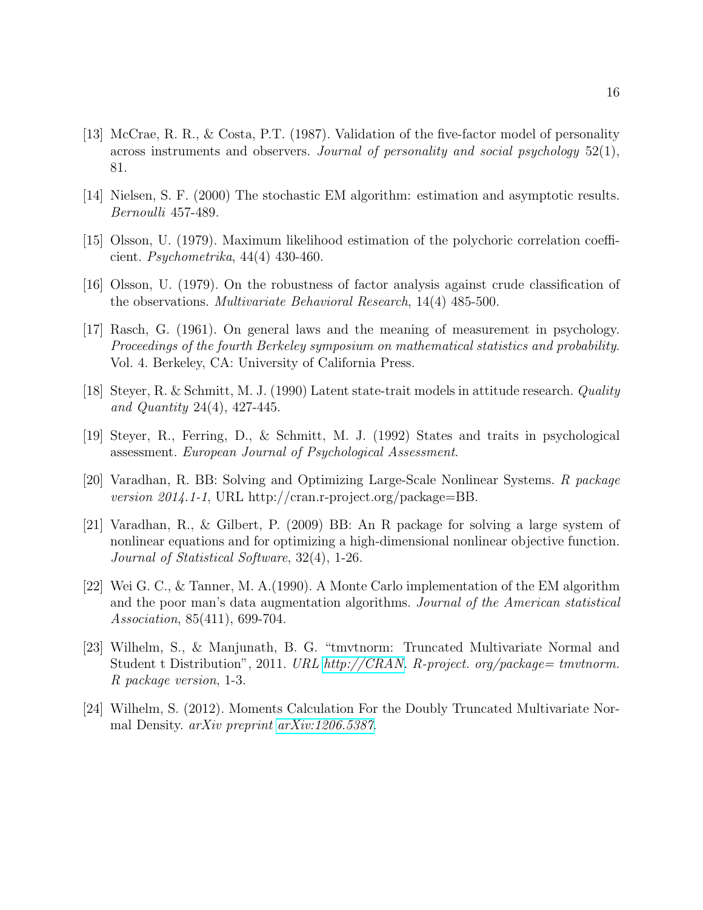[13] McCrae, R. R., & Costa, P.T. (1987). Validation of the five-factor model of personality across instruments and observers. *Journal of personality and social psychology* 52(1), 81.

[14] Nielsen, S. F. (2000) The stochastic EM algorithm: estimation and asymptotic results. *Bernoulli* 457-489.

[15] Olsson, U. (1979). Maximum likelihood estimation of the polychoric correlation coefficient. *Psychometrika*, 44(4) 430-460.

[16] Olsson, U. (1979). On the robustness of factor analysis against crude classification of the observations. *Multivariate Behavioral Research*, 14(4) 485-500.

[17] Rasch, G. (1961). On general laws and the meaning of measurement in psychology. *Proceedings of the fourth Berkeley symposium on mathematical statistics and probability*. Vol. 4. Berkeley, CA: University of California Press.

[18] Steyer, R. & Schmitt, M. J. (1990) Latent state-trait models in attitude research. *Quality and Quantity* 24(4), 427-445.

[19] Steyer, R., Ferring, D., & Schmitt, M. J. (1992) States and traits in psychological assessment. *European Journal of Psychological Assessment*.

[20] Varadhan, R. BB: Solving and Optimizing Large-Scale Nonlinear Systems. *R package version 2014.1-1*, URL http://cran.r-project.org/package=BB.

[21] Varadhan, R., & Gilbert, P. (2009) BB: An R package for solving a large system of nonlinear equations and for optimizing a high-dimensional nonlinear objective function. *Journal of Statistical Software*, 32(4), 1-26.

[22] Wei G. C., & Tanner, M. A.(1990). A Monte Carlo implementation of the EM algorithm and the poor man's data augmentation algorithms. *Journal of the American statistical Association*, 85(411), 699-704.

[23] Wilhelm, S., & Manjunath, B. G. "tmvtnorm: Truncated Multivariate Normal and Student t Distribution", 2011. *URL http://CRAN. R-project. org/package= tmvtnorm. R package version*, 1-3.

[24] Wilhelm, S. (2012). Moments Calculation For the Doubly Truncated Multivariate Normal Density. *arXiv preprint arXiv:1206.5387*.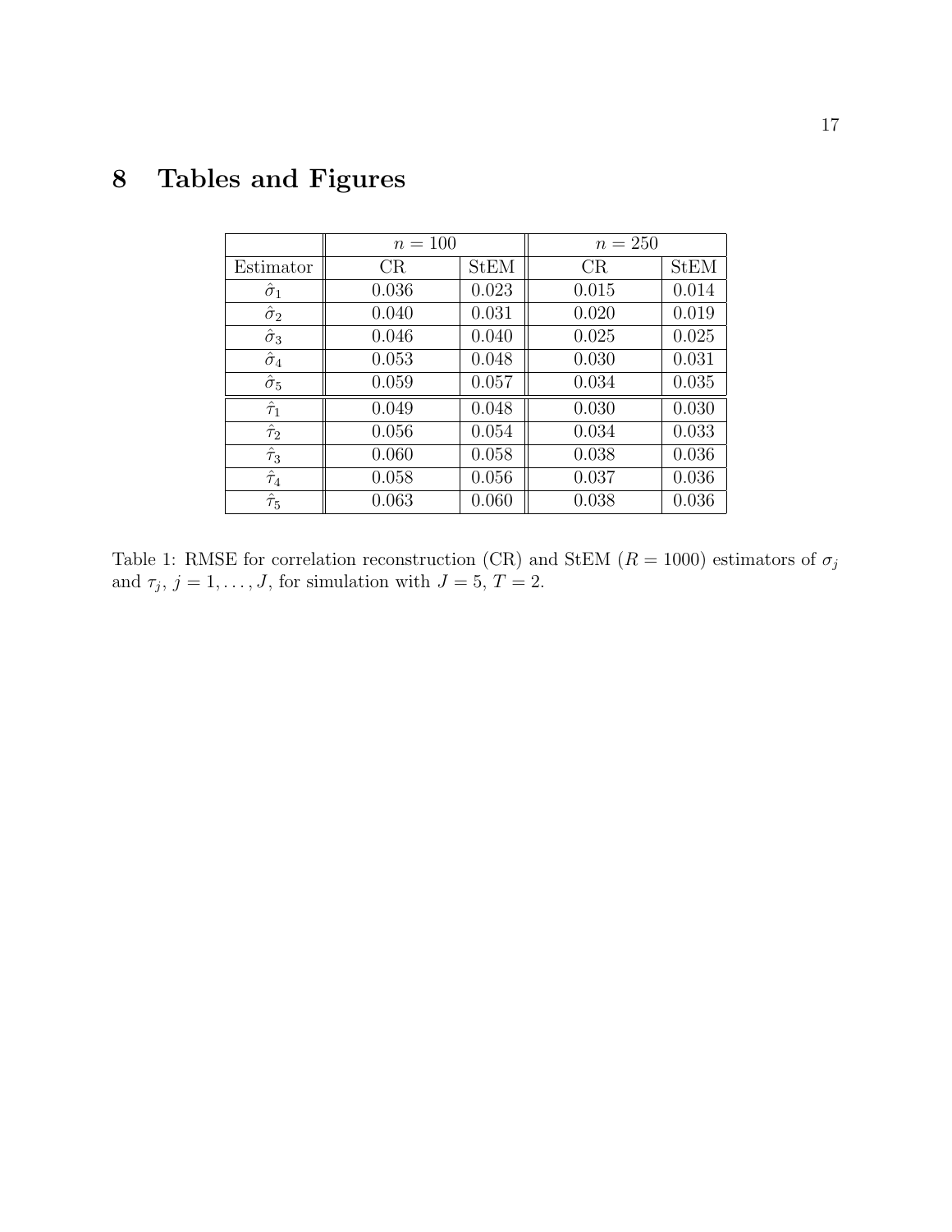# 8 Tables and Figures

| | $n = 100$ | | $n = 250$ | |
|---|---|---|---|---|
| Estimator | CR | StEM | CR | StEM |
| $\hat{\sigma}_1$ | 0.036 | 0.023 | 0.015 | 0.014 |
| $\hat{\sigma}_2$ | 0.040 | 0.031 | 0.020 | 0.019 |
| $\hat{\sigma}_3$ | 0.046 | 0.040 | 0.025 | 0.025 |
| $\hat{\sigma}_4$ | 0.053 | 0.048 | 0.030 | 0.031 |
| $\hat{\sigma}_5$ | 0.059 | 0.057 | 0.034 | 0.035 |
| $\hat{\tau}_1$ | 0.049 | 0.048 | 0.030 | 0.030 |
| $\hat{\tau}_2$ | 0.056 | 0.054 | 0.034 | 0.033 |
| $\hat{\tau}_3$ | 0.060 | 0.058 | 0.038 | 0.036 |
| $\hat{\tau}_4$ | 0.058 | 0.056 | 0.037 | 0.036 |
| $\hat{\tau}_5$ | 0.063 | 0.060 | 0.038 | 0.036 |

Table 1: RMSE for correlation reconstruction (CR) and StEM ($R = 1000$) estimators of $\sigma_j$ and $\tau_j$, $j = 1, \ldots, J$, for simulation with $J = 5$, $T = 2$.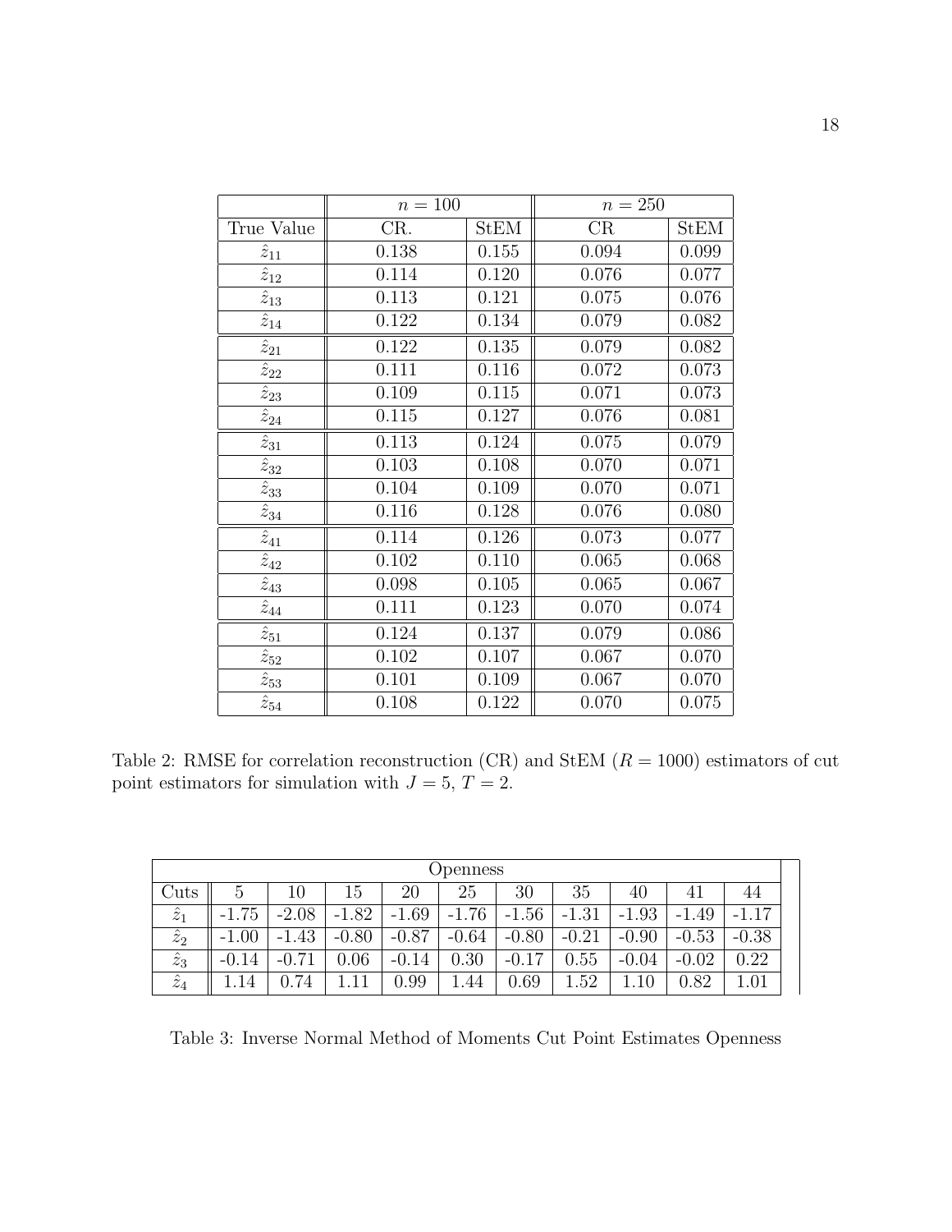|  | $n = 100$ |  | $n = 250$ |  |
|---|---|---|---|---|
| True Value | CR. | StEM | CR | StEM |
| $\hat{z}_{11}$ | 0.138 | 0.155 | 0.094 | 0.099 |
| $\hat{z}_{12}$ | 0.114 | 0.120 | 0.076 | 0.077 |
| $\hat{z}_{13}$ | 0.113 | 0.121 | 0.075 | 0.076 |
| $\hat{z}_{14}$ | 0.122 | 0.134 | 0.079 | 0.082 |
| $\hat{z}_{21}$ | 0.122 | 0.135 | 0.079 | 0.082 |
| $\hat{z}_{22}$ | 0.111 | 0.116 | 0.072 | 0.073 |
| $\hat{z}_{23}$ | 0.109 | 0.115 | 0.071 | 0.073 |
| $\hat{z}_{24}$ | 0.115 | 0.127 | 0.076 | 0.081 |
| $\hat{z}_{31}$ | 0.113 | 0.124 | 0.075 | 0.079 |
| $\hat{z}_{32}$ | 0.103 | 0.108 | 0.070 | 0.071 |
| $\hat{z}_{33}$ | 0.104 | 0.109 | 0.070 | 0.071 |
| $\hat{z}_{34}$ | 0.116 | 0.128 | 0.076 | 0.080 |
| $\hat{z}_{41}$ | 0.114 | 0.126 | 0.073 | 0.077 |
| $\hat{z}_{42}$ | 0.102 | 0.110 | 0.065 | 0.068 |
| $\hat{z}_{43}$ | 0.098 | 0.105 | 0.065 | 0.067 |
| $\hat{z}_{44}$ | 0.111 | 0.123 | 0.070 | 0.074 |
| $\hat{z}_{51}$ | 0.124 | 0.137 | 0.079 | 0.086 |
| $\hat{z}_{52}$ | 0.102 | 0.107 | 0.067 | 0.070 |
| $\hat{z}_{53}$ | 0.101 | 0.109 | 0.067 | 0.070 |
| $\hat{z}_{54}$ | 0.108 | 0.122 | 0.070 | 0.075 |

Table 2: RMSE for correlation reconstruction (CR) and StEM ($R = 1000$) estimators of cut point estimators for simulation with $J = 5$, $T = 2$.

| Openness |  |  |  |  |  |  |  |  |  |  |
|---|---|---|---|---|---|---|---|---|---|---|
| Cuts | 5 | 10 | 15 | 20 | 25 | 30 | 35 | 40 | 41 | 44 |
| $\hat{z}_1$ | -1.75 | -2.08 | -1.82 | -1.69 | -1.76 | -1.56 | -1.31 | -1.93 | -1.49 | -1.17 |
| $\hat{z}_2$ | -1.00 | -1.43 | -0.80 | -0.87 | -0.64 | -0.80 | -0.21 | -0.90 | -0.53 | -0.38 |
| $\hat{z}_3$ | -0.14 | -0.71 | 0.06 | -0.14 | 0.30 | -0.17 | 0.55 | -0.04 | -0.02 | 0.22 |
| $\hat{z}_4$ | 1.14 | 0.74 | 1.11 | 0.99 | 1.44 | 0.69 | 1.52 | 1.10 | 0.82 | 1.01 |

Table 3: Inverse Normal Method of Moments Cut Point Estimates Openness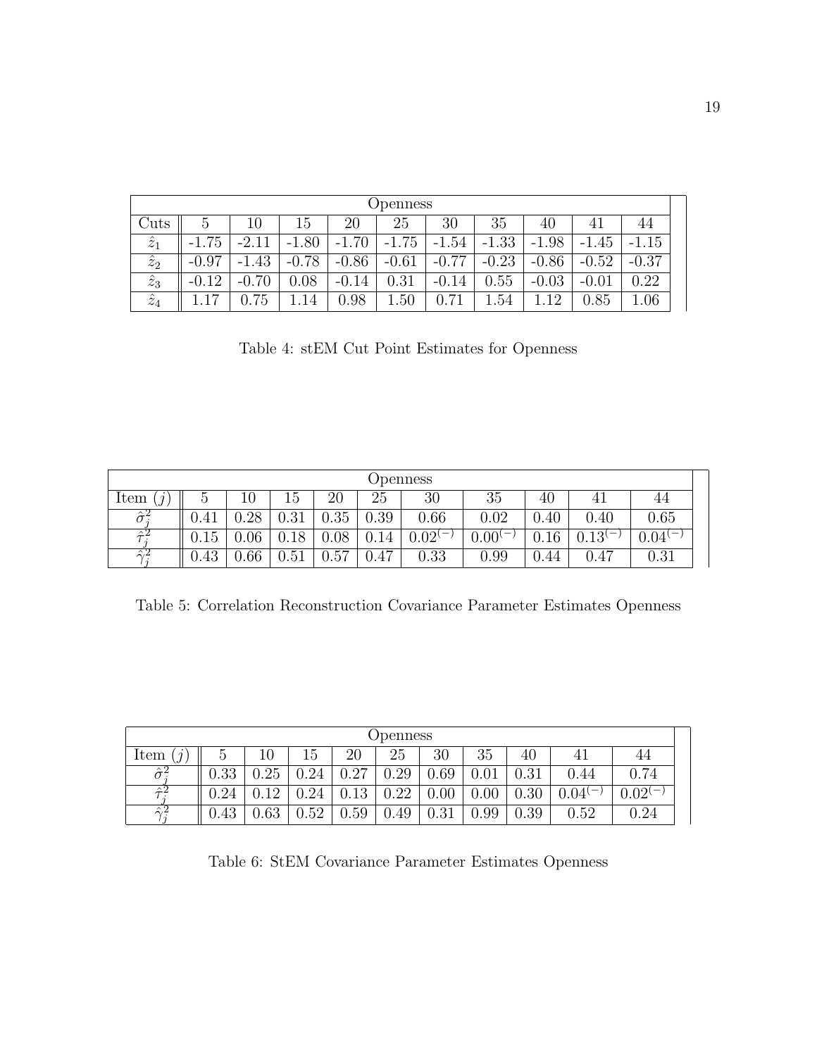| Openness | | | | | | | | | | |
|---|---|---|---|---|---|---|---|---|---|---|
| Cuts | 5 | 10 | 15 | 20 | 25 | 30 | 35 | 40 | 41 | 44 |
| $\hat{z}_1$ | -1.75 | -2.11 | -1.80 | -1.70 | -1.75 | -1.54 | -1.33 | -1.98 | -1.45 | -1.15 |
| $\hat{z}_2$ | -0.97 | -1.43 | -0.78 | -0.86 | -0.61 | -0.77 | -0.23 | -0.86 | -0.52 | -0.37 |
| $\hat{z}_3$ | -0.12 | -0.70 | 0.08 | -0.14 | 0.31 | -0.14 | 0.55 | -0.03 | -0.01 | 0.22 |
| $\hat{z}_4$ | 1.17 | 0.75 | 1.14 | 0.98 | 1.50 | 0.71 | 1.54 | 1.12 | 0.85 | 1.06 |

Table 4: stEM Cut Point Estimates for Openness

| Openness | | | | | | | | | | |
|---|---|---|---|---|---|---|---|---|---|---|
| Item $(j)$ | 5 | 10 | 15 | 20 | 25 | 30 | 35 | 40 | 41 | 44 |
| $\hat{\sigma}_j^2$ | 0.41 | 0.28 | 0.31 | 0.35 | 0.39 | 0.66 | 0.02 | 0.40 | 0.40 | 0.65 |
| $\hat{\tau}_j^2$ | 0.15 | 0.06 | 0.18 | 0.08 | 0.14 | $0.02^{(-)}$ | $0.00^{(-)}$ | 0.16 | $0.13^{(-)}$ | $0.04^{(-)}$ |
| $\hat{\gamma}_j^2$ | 0.43 | 0.66 | 0.51 | 0.57 | 0.47 | 0.33 | 0.99 | 0.44 | 0.47 | 0.31 |

Table 5: Correlation Reconstruction Covariance Parameter Estimates Openness

| Openness | | | | | | | | | | |
|---|---|---|---|---|---|---|---|---|---|---|
| Item $(j)$ | 5 | 10 | 15 | 20 | 25 | 30 | 35 | 40 | 41 | 44 |
| $\hat{\sigma}_j^2$ | 0.33 | 0.25 | 0.24 | 0.27 | 0.29 | 0.69 | 0.01 | 0.31 | 0.44 | 0.74 |
| $\hat{\tau}_j^2$ | 0.24 | 0.12 | 0.24 | 0.13 | 0.22 | 0.00 | 0.00 | 0.30 | $0.04^{(-)}$ | $0.02^{(-)}$ |
| $\hat{\gamma}_j^2$ | 0.43 | 0.63 | 0.52 | 0.59 | 0.49 | 0.31 | 0.99 | 0.39 | 0.52 | 0.24 |

Table 6: StEM Covariance Parameter Estimates Openness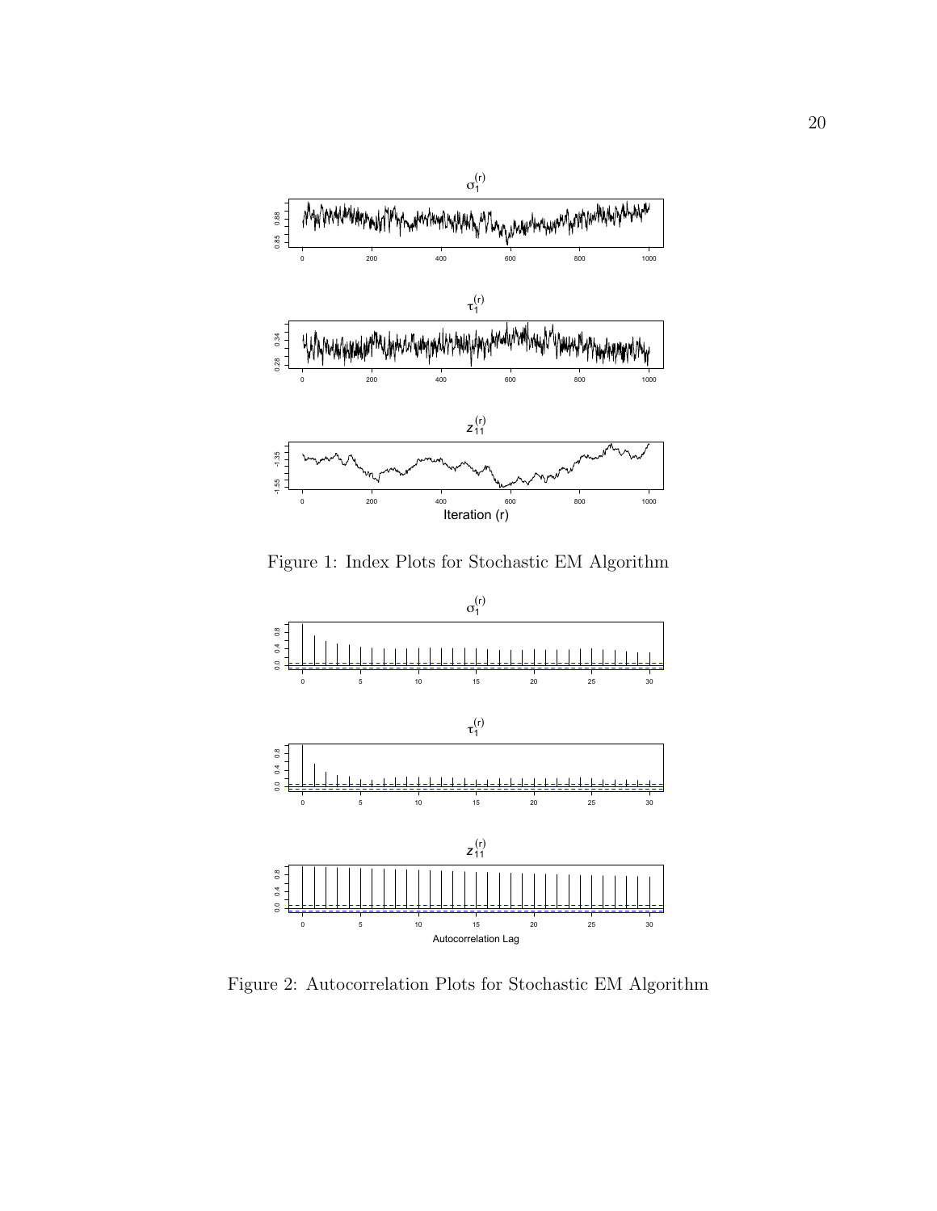$\sigma_1^{(r)}$

0.85 0.88

0 200 400 600 800 1000

$\tau_1^{(r)}$

0.28 0.34

0 200 400 600 800 1000

$z_{11}^{(r)}$

-1.55 -1.35

0 200 400 600 800 1000

Iteration (r)

Figure 1: Index Plots for Stochastic EM Algorithm

$\sigma_1^{(r)}$

0.0 0.4 0.8

0 5 10 15 20 25 30

$\tau_1^{(r)}$

0.0 0.4 0.8

0 5 10 15 20 25 30

$z_{11}^{(r)}$

0.0 0.4 0.8

0 5 10 15 20 25 30

Autocorrelation Lag

Figure 2: Autocorrelation Plots for Stochastic EM Algorithm